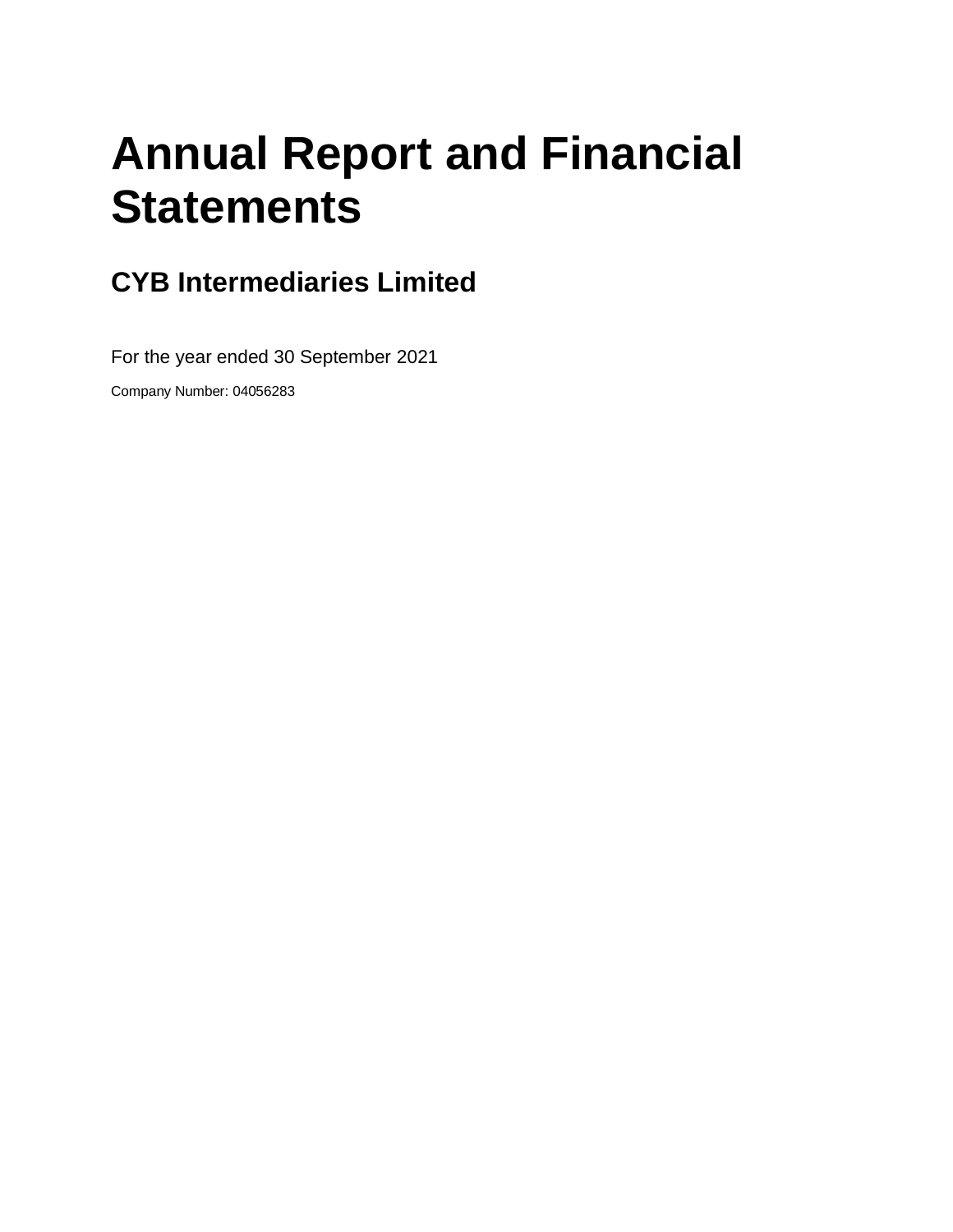# Annual Report and Financial Statements

## CYB Intermediaries Limited

For the year ended 30 September 2021

Company Number: 04056283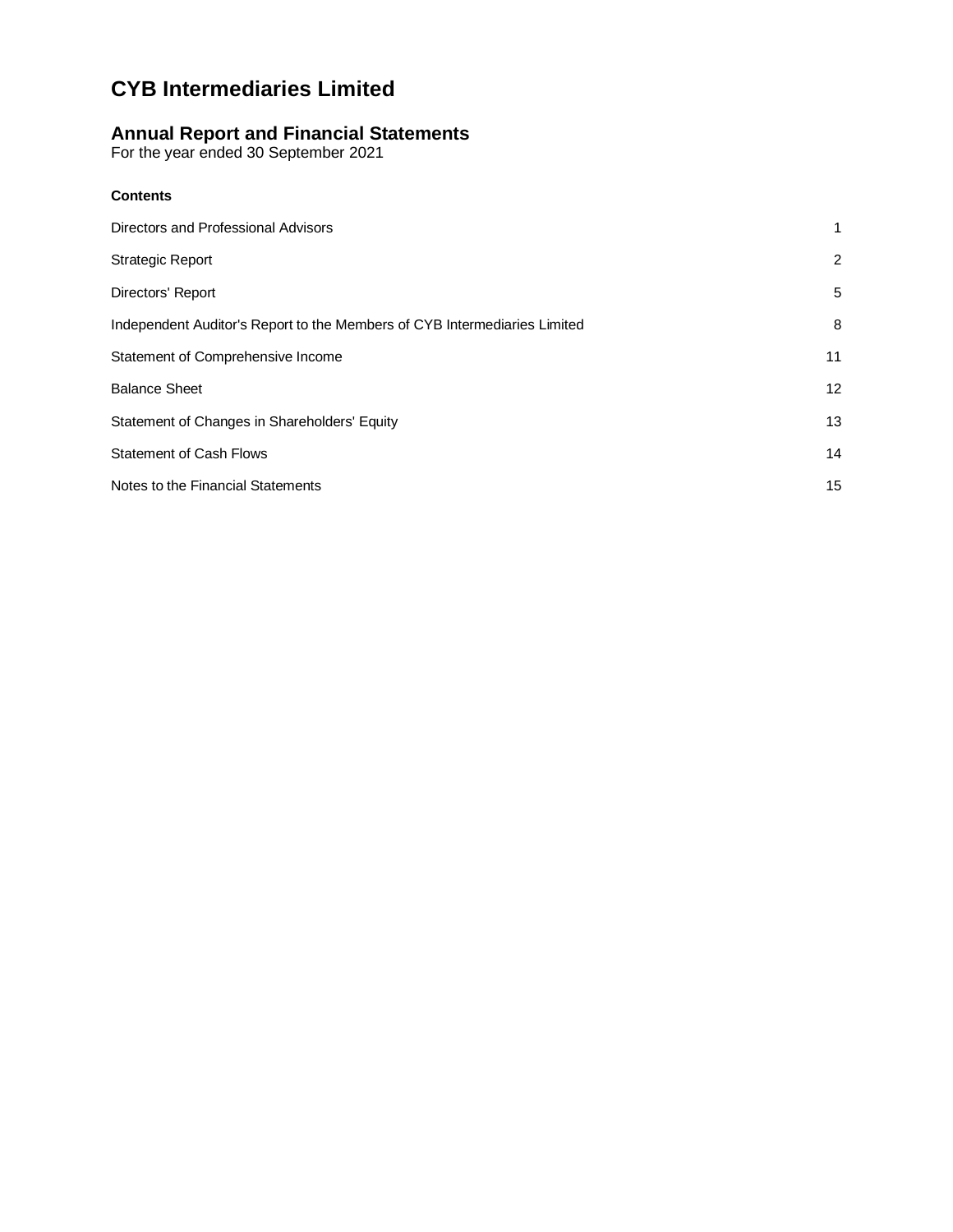# CYB Intermediaries Limited

## Annual Report and Financial Statements

For the year ended 30 September 2021

**Contents**

| | |
|---|---|
| Directors and Professional Advisors | 1 |
| Strategic Report | 2 |
| Directors' Report | 5 |
| Independent Auditor's Report to the Members of CYB Intermediaries Limited | 8 |
| Statement of Comprehensive Income | 11 |
| Balance Sheet | 12 |
| Statement of Changes in Shareholders' Equity | 13 |
| Statement of Cash Flows | 14 |
| Notes to the Financial Statements | 15 |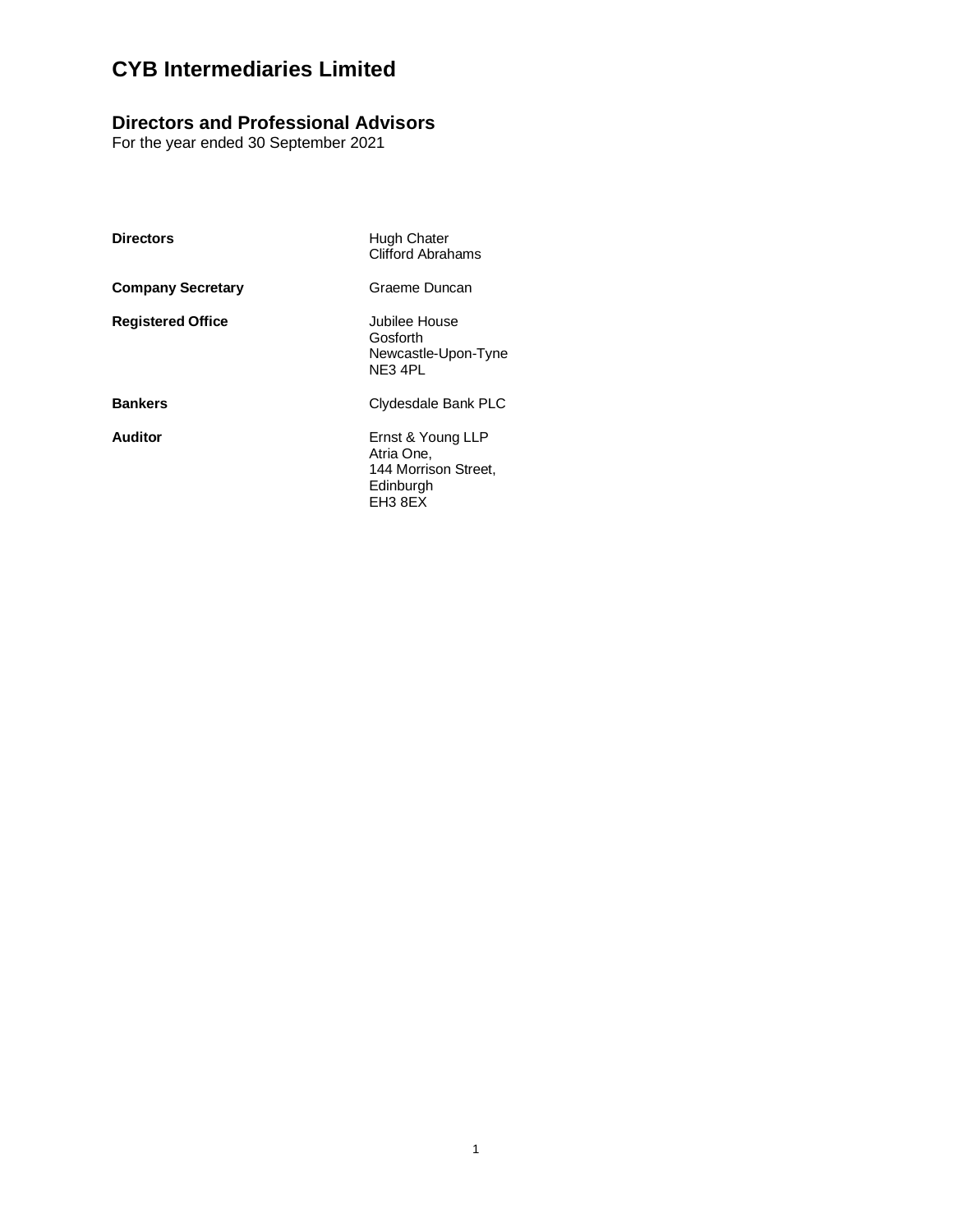# CYB Intermediaries Limited

## Directors and Professional Advisors

For the year ended 30 September 2021

| | |
|---|---|
| **Directors** | Hugh Chater<br>Clifford Abrahams |
| **Company Secretary** | Graeme Duncan |
| **Registered Office** | Jubilee House<br>Gosforth<br>Newcastle-Upon-Tyne<br>NE3 4PL |
| **Bankers** | Clydesdale Bank PLC |
| **Auditor** | Ernst & Young LLP<br>Atria One,<br>144 Morrison Street,<br>Edinburgh<br>EH3 8EX |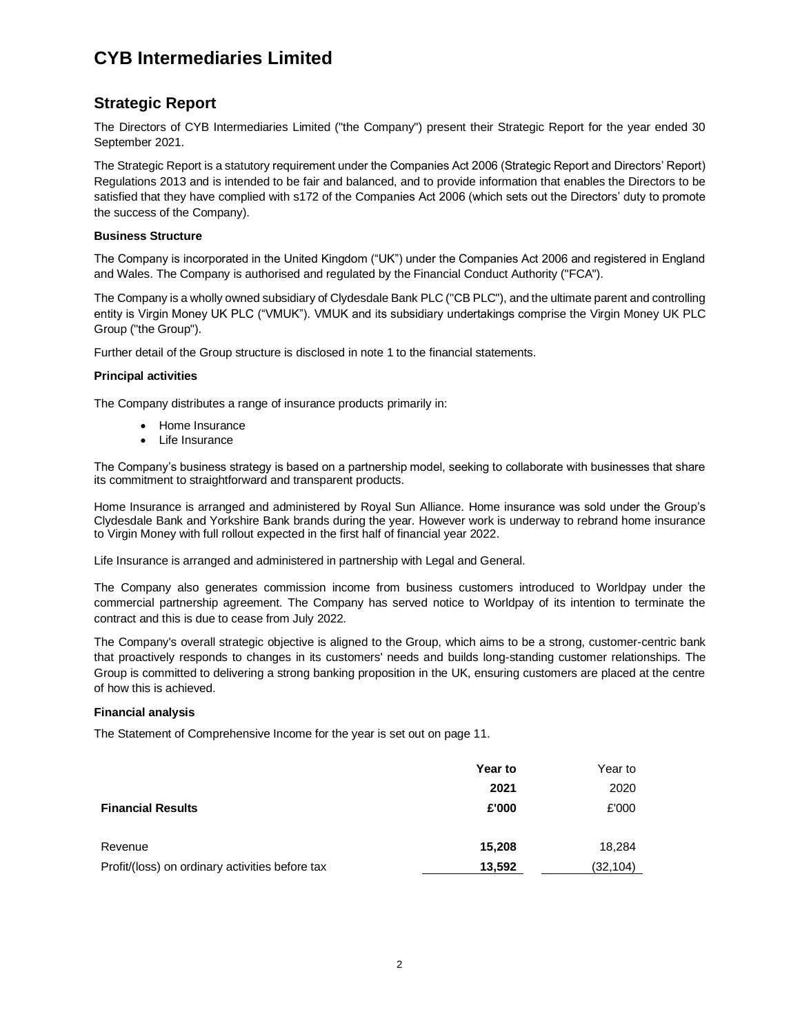# CYB Intermediaries Limited

## Strategic Report

The Directors of CYB Intermediaries Limited ("the Company") present their Strategic Report for the year ended 30 September 2021.

The Strategic Report is a statutory requirement under the Companies Act 2006 (Strategic Report and Directors' Report) Regulations 2013 and is intended to be fair and balanced, and to provide information that enables the Directors to be satisfied that they have complied with s172 of the Companies Act 2006 (which sets out the Directors' duty to promote the success of the Company).

**Business Structure**

The Company is incorporated in the United Kingdom ("UK") under the Companies Act 2006 and registered in England and Wales. The Company is authorised and regulated by the Financial Conduct Authority ("FCA").

The Company is a wholly owned subsidiary of Clydesdale Bank PLC ("CB PLC"), and the ultimate parent and controlling entity is Virgin Money UK PLC ("VMUK"). VMUK and its subsidiary undertakings comprise the Virgin Money UK PLC Group ("the Group").

Further detail of the Group structure is disclosed in note 1 to the financial statements.

**Principal activities**

The Company distributes a range of insurance products primarily in:

- Home Insurance
- Life Insurance

The Company's business strategy is based on a partnership model, seeking to collaborate with businesses that share its commitment to straightforward and transparent products.

Home Insurance is arranged and administered by Royal Sun Alliance. Home insurance was sold under the Group's Clydesdale Bank and Yorkshire Bank brands during the year. However work is underway to rebrand home insurance to Virgin Money with full rollout expected in the first half of financial year 2022.

Life Insurance is arranged and administered in partnership with Legal and General.

The Company also generates commission income from business customers introduced to Worldpay under the commercial partnership agreement. The Company has served notice to Worldpay of its intention to terminate the contract and this is due to cease from July 2022.

The Company's overall strategic objective is aligned to the Group, which aims to be a strong, customer-centric bank that proactively responds to changes in its customers' needs and builds long-standing customer relationships. The Group is committed to delivering a strong banking proposition in the UK, ensuring customers are placed at the centre of how this is achieved.

**Financial analysis**

The Statement of Comprehensive Income for the year is set out on page 11.

| Financial Results | **Year to 2021 £'000** | Year to 2020 £'000 |
|---|---|---|
| Revenue | **15,208** | 18,284 |
| Profit/(loss) on ordinary activities before tax | **13,592** | (32,104) |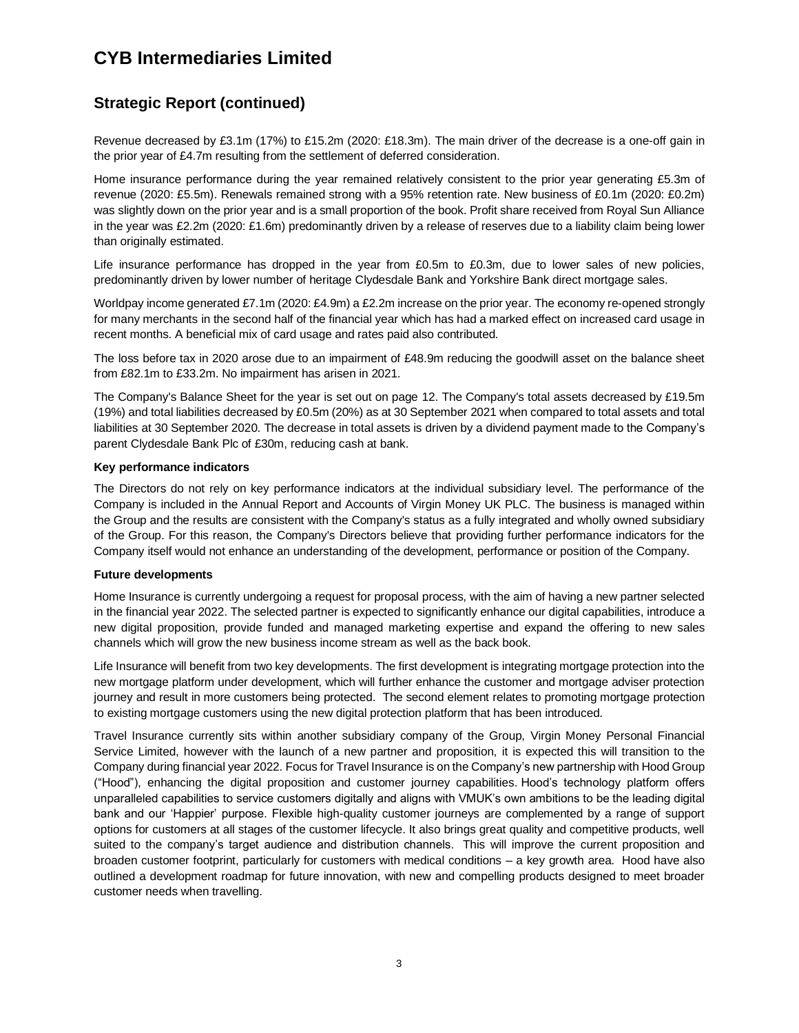# CYB Intermediaries Limited

## Strategic Report (continued)

Revenue decreased by £3.1m (17%) to £15.2m (2020: £18.3m). The main driver of the decrease is a one-off gain in the prior year of £4.7m resulting from the settlement of deferred consideration.

Home insurance performance during the year remained relatively consistent to the prior year generating £5.3m of revenue (2020: £5.5m). Renewals remained strong with a 95% retention rate. New business of £0.1m (2020: £0.2m) was slightly down on the prior year and is a small proportion of the book. Profit share received from Royal Sun Alliance in the year was £2.2m (2020: £1.6m) predominantly driven by a release of reserves due to a liability claim being lower than originally estimated.

Life insurance performance has dropped in the year from £0.5m to £0.3m, due to lower sales of new policies, predominantly driven by lower number of heritage Clydesdale Bank and Yorkshire Bank direct mortgage sales.

Worldpay income generated £7.1m (2020: £4.9m) a £2.2m increase on the prior year. The economy re-opened strongly for many merchants in the second half of the financial year which has had a marked effect on increased card usage in recent months. A beneficial mix of card usage and rates paid also contributed.

The loss before tax in 2020 arose due to an impairment of £48.9m reducing the goodwill asset on the balance sheet from £82.1m to £33.2m. No impairment has arisen in 2021.

The Company's Balance Sheet for the year is set out on page 12. The Company's total assets decreased by £19.5m (19%) and total liabilities decreased by £0.5m (20%) as at 30 September 2021 when compared to total assets and total liabilities at 30 September 2020. The decrease in total assets is driven by a dividend payment made to the Company's parent Clydesdale Bank Plc of £30m, reducing cash at bank.

**Key performance indicators**

The Directors do not rely on key performance indicators at the individual subsidiary level. The performance of the Company is included in the Annual Report and Accounts of Virgin Money UK PLC. The business is managed within the Group and the results are consistent with the Company's status as a fully integrated and wholly owned subsidiary of the Group. For this reason, the Company's Directors believe that providing further performance indicators for the Company itself would not enhance an understanding of the development, performance or position of the Company.

**Future developments**

Home Insurance is currently undergoing a request for proposal process, with the aim of having a new partner selected in the financial year 2022. The selected partner is expected to significantly enhance our digital capabilities, introduce a new digital proposition, provide funded and managed marketing expertise and expand the offering to new sales channels which will grow the new business income stream as well as the back book.

Life Insurance will benefit from two key developments. The first development is integrating mortgage protection into the new mortgage platform under development, which will further enhance the customer and mortgage adviser protection journey and result in more customers being protected. The second element relates to promoting mortgage protection to existing mortgage customers using the new digital protection platform that has been introduced.

Travel Insurance currently sits within another subsidiary company of the Group, Virgin Money Personal Financial Service Limited, however with the launch of a new partner and proposition, it is expected this will transition to the Company during financial year 2022. Focus for Travel Insurance is on the Company's new partnership with Hood Group ("Hood"), enhancing the digital proposition and customer journey capabilities. Hood's technology platform offers unparalleled capabilities to service customers digitally and aligns with VMUK's own ambitions to be the leading digital bank and our 'Happier' purpose. Flexible high-quality customer journeys are complemented by a range of support options for customers at all stages of the customer lifecycle. It also brings great quality and competitive products, well suited to the company's target audience and distribution channels. This will improve the current proposition and broaden customer footprint, particularly for customers with medical conditions – a key growth area. Hood have also outlined a development roadmap for future innovation, with new and compelling products designed to meet broader customer needs when travelling.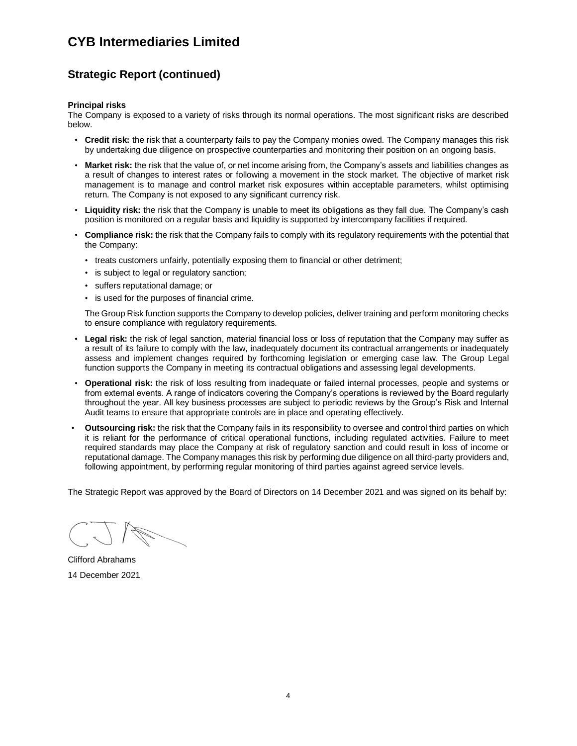# CYB Intermediaries Limited

## Strategic Report (continued)

**Principal risks**

The Company is exposed to a variety of risks through its normal operations. The most significant risks are described below.

- **Credit risk:** the risk that a counterparty fails to pay the Company monies owed. The Company manages this risk by undertaking due diligence on prospective counterparties and monitoring their position on an ongoing basis.
- **Market risk:** the risk that the value of, or net income arising from, the Company's assets and liabilities changes as a result of changes to interest rates or following a movement in the stock market. The objective of market risk management is to manage and control market risk exposures within acceptable parameters, whilst optimising return. The Company is not exposed to any significant currency risk.
- **Liquidity risk:** the risk that the Company is unable to meet its obligations as they fall due. The Company's cash position is monitored on a regular basis and liquidity is supported by intercompany facilities if required.
- **Compliance risk:** the risk that the Company fails to comply with its regulatory requirements with the potential that the Company:
  - treats customers unfairly, potentially exposing them to financial or other detriment;
  - is subject to legal or regulatory sanction;
  - suffers reputational damage; or
  - is used for the purposes of financial crime.

  The Group Risk function supports the Company to develop policies, deliver training and perform monitoring checks to ensure compliance with regulatory requirements.
- **Legal risk:** the risk of legal sanction, material financial loss or loss of reputation that the Company may suffer as a result of its failure to comply with the law, inadequately document its contractual arrangements or inadequately assess and implement changes required by forthcoming legislation or emerging case law. The Group Legal function supports the Company in meeting its contractual obligations and assessing legal developments.
- **Operational risk:** the risk of loss resulting from inadequate or failed internal processes, people and systems or from external events. A range of indicators covering the Company's operations is reviewed by the Board regularly throughout the year. All key business processes are subject to periodic reviews by the Group's Risk and Internal Audit teams to ensure that appropriate controls are in place and operating effectively.
- **Outsourcing risk:** the risk that the Company fails in its responsibility to oversee and control third parties on which it is reliant for the performance of critical operational functions, including regulated activities. Failure to meet required standards may place the Company at risk of regulatory sanction and could result in loss of income or reputational damage. The Company manages this risk by performing due diligence on all third-party providers and, following appointment, by performing regular monitoring of third parties against agreed service levels.

The Strategic Report was approved by the Board of Directors on 14 December 2021 and was signed on its behalf by:

Clifford Abrahams

14 December 2021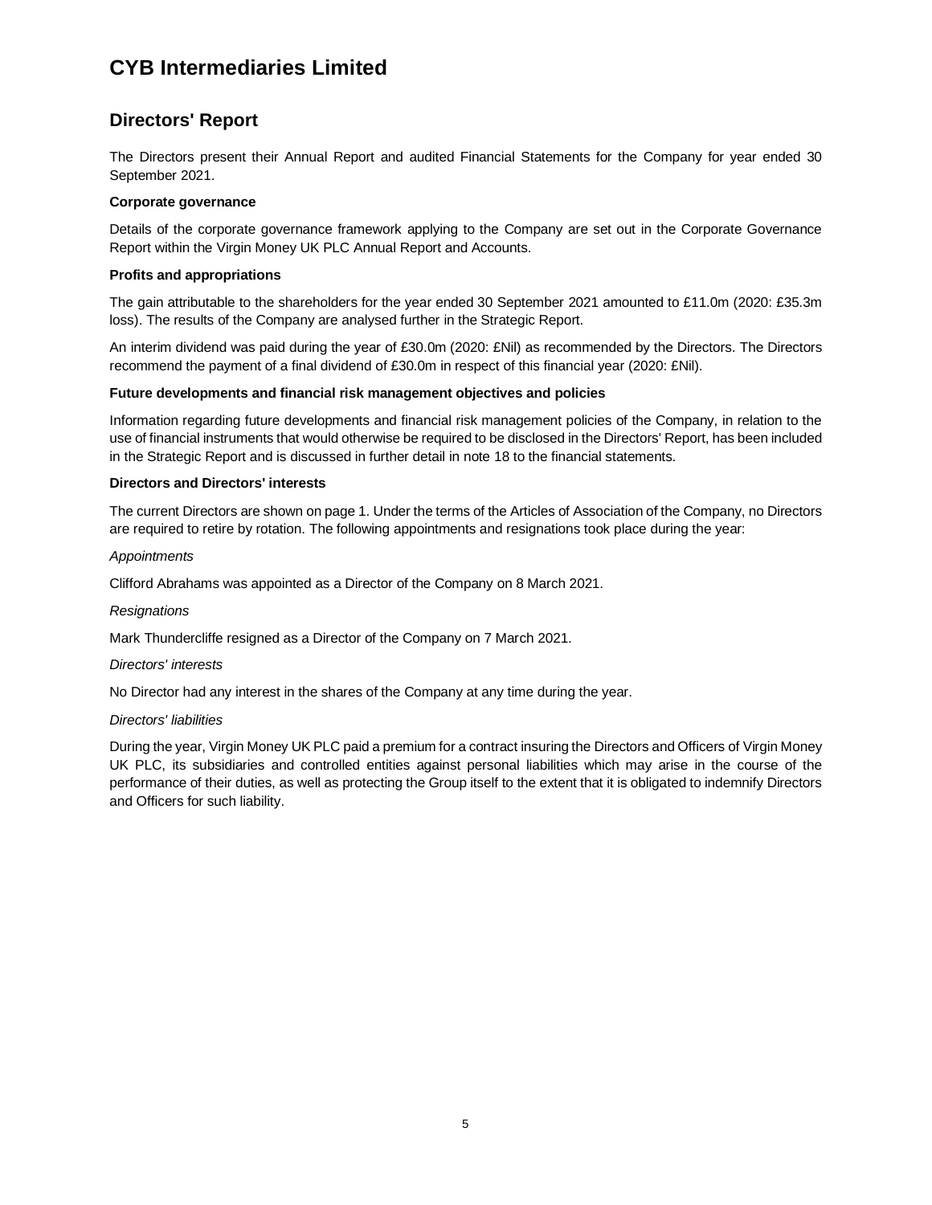# CYB Intermediaries Limited

## Directors' Report

The Directors present their Annual Report and audited Financial Statements for the Company for year ended 30 September 2021.

**Corporate governance**

Details of the corporate governance framework applying to the Company are set out in the Corporate Governance Report within the Virgin Money UK PLC Annual Report and Accounts.

**Profits and appropriations**

The gain attributable to the shareholders for the year ended 30 September 2021 amounted to £11.0m (2020: £35.3m loss). The results of the Company are analysed further in the Strategic Report.

An interim dividend was paid during the year of £30.0m (2020: £Nil) as recommended by the Directors. The Directors recommend the payment of a final dividend of £30.0m in respect of this financial year (2020: £Nil).

**Future developments and financial risk management objectives and policies**

Information regarding future developments and financial risk management policies of the Company, in relation to the use of financial instruments that would otherwise be required to be disclosed in the Directors' Report, has been included in the Strategic Report and is discussed in further detail in note 18 to the financial statements.

**Directors and Directors' interests**

The current Directors are shown on page 1. Under the terms of the Articles of Association of the Company, no Directors are required to retire by rotation. The following appointments and resignations took place during the year:

*Appointments*

Clifford Abrahams was appointed as a Director of the Company on 8 March 2021.

*Resignations*

Mark Thundercliffe resigned as a Director of the Company on 7 March 2021.

*Directors' interests*

No Director had any interest in the shares of the Company at any time during the year.

*Directors' liabilities*

During the year, Virgin Money UK PLC paid a premium for a contract insuring the Directors and Officers of Virgin Money UK PLC, its subsidiaries and controlled entities against personal liabilities which may arise in the course of the performance of their duties, as well as protecting the Group itself to the extent that it is obligated to indemnify Directors and Officers for such liability.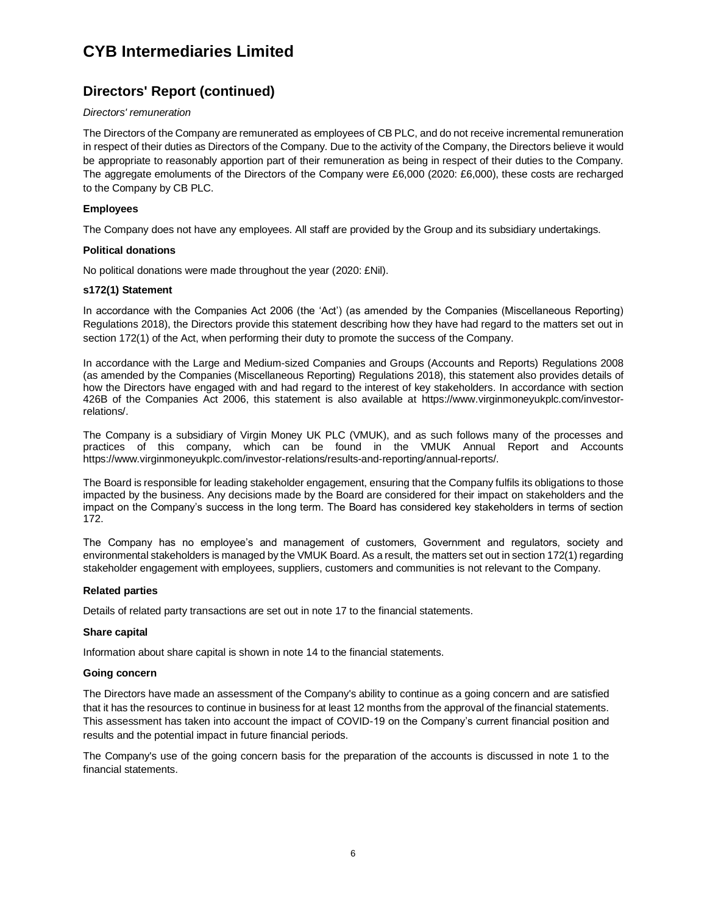# CYB Intermediaries Limited

## Directors' Report (continued)

*Directors' remuneration*

The Directors of the Company are remunerated as employees of CB PLC, and do not receive incremental remuneration in respect of their duties as Directors of the Company. Due to the activity of the Company, the Directors believe it would be appropriate to reasonably apportion part of their remuneration as being in respect of their duties to the Company. The aggregate emoluments of the Directors of the Company were £6,000 (2020: £6,000), these costs are recharged to the Company by CB PLC.

**Employees**

The Company does not have any employees. All staff are provided by the Group and its subsidiary undertakings.

**Political donations**

No political donations were made throughout the year (2020: £Nil).

**s172(1) Statement**

In accordance with the Companies Act 2006 (the 'Act') (as amended by the Companies (Miscellaneous Reporting) Regulations 2018), the Directors provide this statement describing how they have had regard to the matters set out in section 172(1) of the Act, when performing their duty to promote the success of the Company.

In accordance with the Large and Medium-sized Companies and Groups (Accounts and Reports) Regulations 2008 (as amended by the Companies (Miscellaneous Reporting) Regulations 2018), this statement also provides details of how the Directors have engaged with and had regard to the interest of key stakeholders. In accordance with section 426B of the Companies Act 2006, this statement is also available at https://www.virginmoneyukplc.com/investor-relations/.

The Company is a subsidiary of Virgin Money UK PLC (VMUK), and as such follows many of the processes and practices of this company, which can be found in the VMUK Annual Report and Accounts https://www.virginmoneyukplc.com/investor-relations/results-and-reporting/annual-reports/.

The Board is responsible for leading stakeholder engagement, ensuring that the Company fulfils its obligations to those impacted by the business. Any decisions made by the Board are considered for their impact on stakeholders and the impact on the Company's success in the long term. The Board has considered key stakeholders in terms of section 172.

The Company has no employee's and management of customers, Government and regulators, society and environmental stakeholders is managed by the VMUK Board. As a result, the matters set out in section 172(1) regarding stakeholder engagement with employees, suppliers, customers and communities is not relevant to the Company.

**Related parties**

Details of related party transactions are set out in note 17 to the financial statements.

**Share capital**

Information about share capital is shown in note 14 to the financial statements.

**Going concern**

The Directors have made an assessment of the Company's ability to continue as a going concern and are satisfied that it has the resources to continue in business for at least 12 months from the approval of the financial statements. This assessment has taken into account the impact of COVID-19 on the Company's current financial position and results and the potential impact in future financial periods.

The Company's use of the going concern basis for the preparation of the accounts is discussed in note 1 to the financial statements.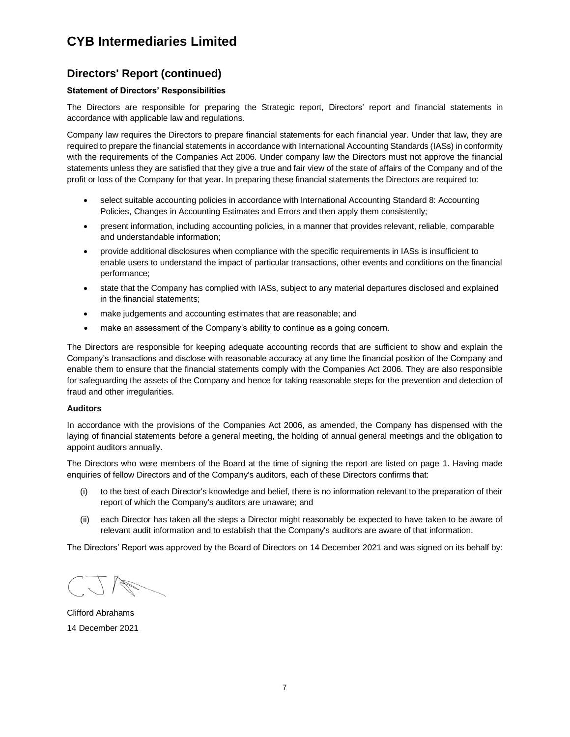# CYB Intermediaries Limited

## Directors' Report (continued)

**Statement of Directors' Responsibilities**

The Directors are responsible for preparing the Strategic report, Directors' report and financial statements in accordance with applicable law and regulations.

Company law requires the Directors to prepare financial statements for each financial year. Under that law, they are required to prepare the financial statements in accordance with International Accounting Standards (IASs) in conformity with the requirements of the Companies Act 2006. Under company law the Directors must not approve the financial statements unless they are satisfied that they give a true and fair view of the state of affairs of the Company and of the profit or loss of the Company for that year. In preparing these financial statements the Directors are required to:

- select suitable accounting policies in accordance with International Accounting Standard 8: Accounting Policies, Changes in Accounting Estimates and Errors and then apply them consistently;
- present information, including accounting policies, in a manner that provides relevant, reliable, comparable and understandable information;
- provide additional disclosures when compliance with the specific requirements in IASs is insufficient to enable users to understand the impact of particular transactions, other events and conditions on the financial performance;
- state that the Company has complied with IASs, subject to any material departures disclosed and explained in the financial statements;
- make judgements and accounting estimates that are reasonable; and
- make an assessment of the Company's ability to continue as a going concern.

The Directors are responsible for keeping adequate accounting records that are sufficient to show and explain the Company's transactions and disclose with reasonable accuracy at any time the financial position of the Company and enable them to ensure that the financial statements comply with the Companies Act 2006. They are also responsible for safeguarding the assets of the Company and hence for taking reasonable steps for the prevention and detection of fraud and other irregularities.

**Auditors**

In accordance with the provisions of the Companies Act 2006, as amended, the Company has dispensed with the laying of financial statements before a general meeting, the holding of annual general meetings and the obligation to appoint auditors annually.

The Directors who were members of the Board at the time of signing the report are listed on page 1. Having made enquiries of fellow Directors and of the Company's auditors, each of these Directors confirms that:

(i) to the best of each Director's knowledge and belief, there is no information relevant to the preparation of their report of which the Company's auditors are unaware; and

(ii) each Director has taken all the steps a Director might reasonably be expected to have taken to be aware of relevant audit information and to establish that the Company's auditors are aware of that information.

The Directors' Report was approved by the Board of Directors on 14 December 2021 and was signed on its behalf by:

Clifford Abrahams
14 December 2021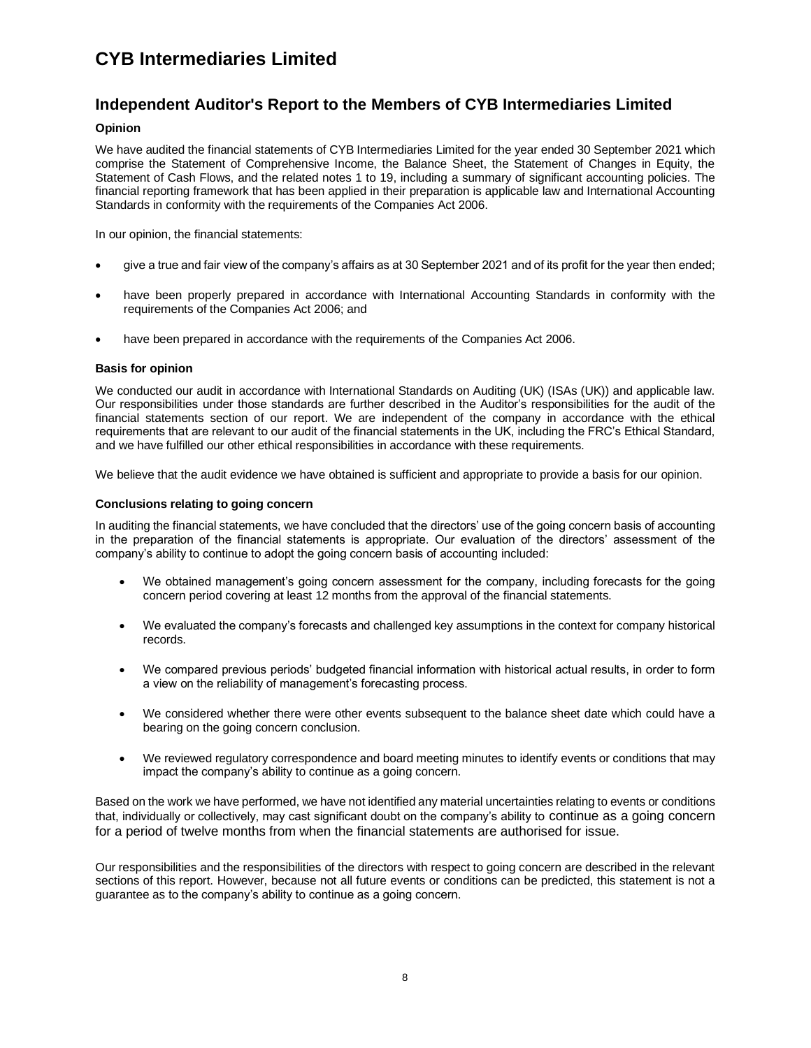# CYB Intermediaries Limited

## Independent Auditor's Report to the Members of CYB Intermediaries Limited

### Opinion

We have audited the financial statements of CYB Intermediaries Limited for the year ended 30 September 2021 which comprise the Statement of Comprehensive Income, the Balance Sheet, the Statement of Changes in Equity, the Statement of Cash Flows, and the related notes 1 to 19, including a summary of significant accounting policies. The financial reporting framework that has been applied in their preparation is applicable law and International Accounting Standards in conformity with the requirements of the Companies Act 2006.

In our opinion, the financial statements:

- give a true and fair view of the company's affairs as at 30 September 2021 and of its profit for the year then ended;
- have been properly prepared in accordance with International Accounting Standards in conformity with the requirements of the Companies Act 2006; and
- have been prepared in accordance with the requirements of the Companies Act 2006.

### Basis for opinion

We conducted our audit in accordance with International Standards on Auditing (UK) (ISAs (UK)) and applicable law. Our responsibilities under those standards are further described in the Auditor's responsibilities for the audit of the financial statements section of our report. We are independent of the company in accordance with the ethical requirements that are relevant to our audit of the financial statements in the UK, including the FRC's Ethical Standard, and we have fulfilled our other ethical responsibilities in accordance with these requirements.

We believe that the audit evidence we have obtained is sufficient and appropriate to provide a basis for our opinion.

### Conclusions relating to going concern

In auditing the financial statements, we have concluded that the directors' use of the going concern basis of accounting in the preparation of the financial statements is appropriate. Our evaluation of the directors' assessment of the company's ability to continue to adopt the going concern basis of accounting included:

- We obtained management's going concern assessment for the company, including forecasts for the going concern period covering at least 12 months from the approval of the financial statements.
- We evaluated the company's forecasts and challenged key assumptions in the context for company historical records.
- We compared previous periods' budgeted financial information with historical actual results, in order to form a view on the reliability of management's forecasting process.
- We considered whether there were other events subsequent to the balance sheet date which could have a bearing on the going concern conclusion.
- We reviewed regulatory correspondence and board meeting minutes to identify events or conditions that may impact the company's ability to continue as a going concern.

Based on the work we have performed, we have not identified any material uncertainties relating to events or conditions that, individually or collectively, may cast significant doubt on the company's ability to continue as a going concern for a period of twelve months from when the financial statements are authorised for issue.

Our responsibilities and the responsibilities of the directors with respect to going concern are described in the relevant sections of this report. However, because not all future events or conditions can be predicted, this statement is not a guarantee as to the company's ability to continue as a going concern.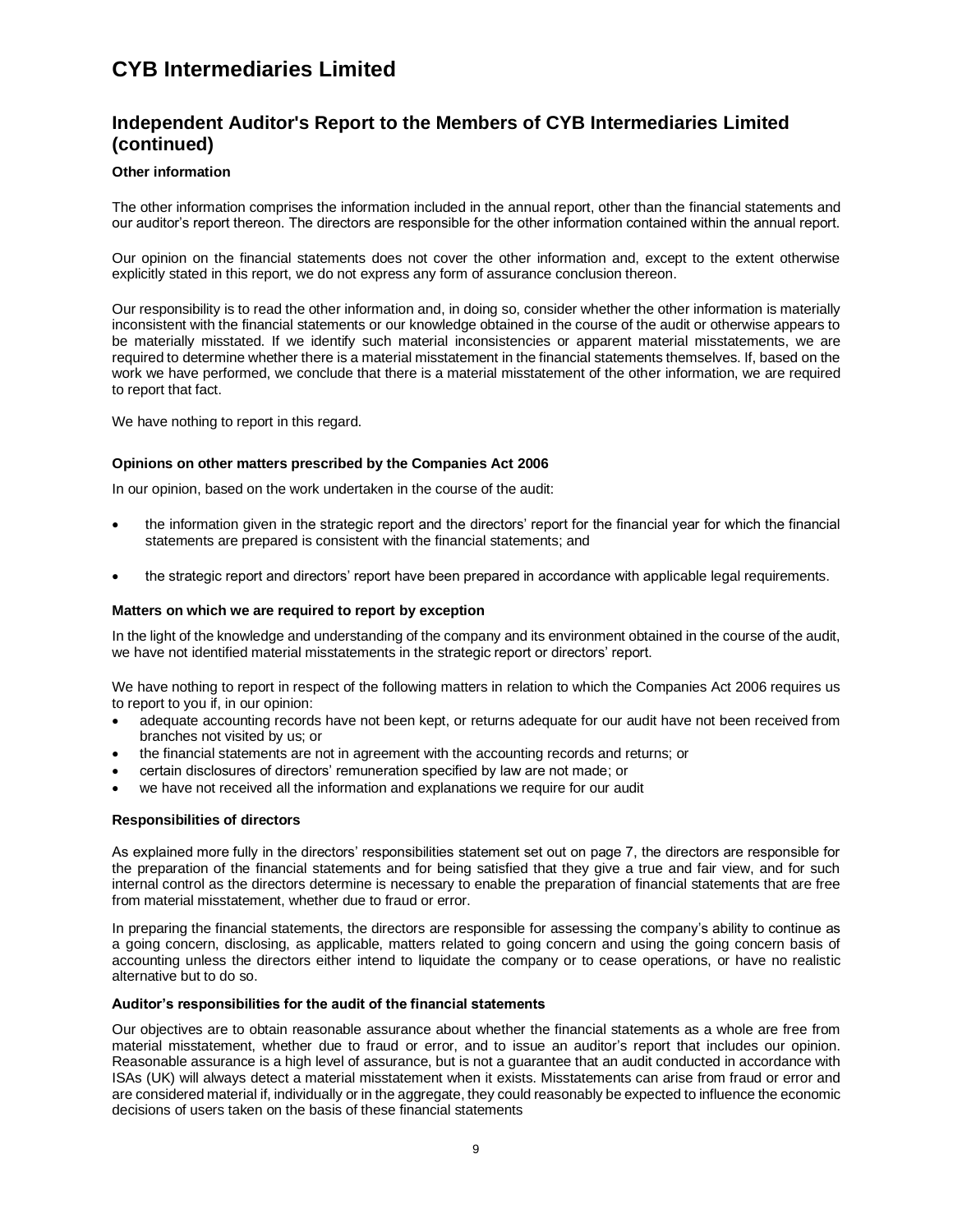# CYB Intermediaries Limited

## Independent Auditor's Report to the Members of CYB Intermediaries Limited (continued)

**Other information**

The other information comprises the information included in the annual report, other than the financial statements and our auditor's report thereon. The directors are responsible for the other information contained within the annual report.

Our opinion on the financial statements does not cover the other information and, except to the extent otherwise explicitly stated in this report, we do not express any form of assurance conclusion thereon.

Our responsibility is to read the other information and, in doing so, consider whether the other information is materially inconsistent with the financial statements or our knowledge obtained in the course of the audit or otherwise appears to be materially misstated. If we identify such material inconsistencies or apparent material misstatements, we are required to determine whether there is a material misstatement in the financial statements themselves. If, based on the work we have performed, we conclude that there is a material misstatement of the other information, we are required to report that fact.

We have nothing to report in this regard.

**Opinions on other matters prescribed by the Companies Act 2006**

In our opinion, based on the work undertaken in the course of the audit:

- the information given in the strategic report and the directors' report for the financial year for which the financial statements are prepared is consistent with the financial statements; and
- the strategic report and directors' report have been prepared in accordance with applicable legal requirements.

**Matters on which we are required to report by exception**

In the light of the knowledge and understanding of the company and its environment obtained in the course of the audit, we have not identified material misstatements in the strategic report or directors' report.

We have nothing to report in respect of the following matters in relation to which the Companies Act 2006 requires us to report to you if, in our opinion:

- adequate accounting records have not been kept, or returns adequate for our audit have not been received from branches not visited by us; or
- the financial statements are not in agreement with the accounting records and returns; or
- certain disclosures of directors' remuneration specified by law are not made; or
- we have not received all the information and explanations we require for our audit

**Responsibilities of directors**

As explained more fully in the directors' responsibilities statement set out on page 7, the directors are responsible for the preparation of the financial statements and for being satisfied that they give a true and fair view, and for such internal control as the directors determine is necessary to enable the preparation of financial statements that are free from material misstatement, whether due to fraud or error.

In preparing the financial statements, the directors are responsible for assessing the company's ability to continue as a going concern, disclosing, as applicable, matters related to going concern and using the going concern basis of accounting unless the directors either intend to liquidate the company or to cease operations, or have no realistic alternative but to do so.

**Auditor's responsibilities for the audit of the financial statements**

Our objectives are to obtain reasonable assurance about whether the financial statements as a whole are free from material misstatement, whether due to fraud or error, and to issue an auditor's report that includes our opinion. Reasonable assurance is a high level of assurance, but is not a guarantee that an audit conducted in accordance with ISAs (UK) will always detect a material misstatement when it exists. Misstatements can arise from fraud or error and are considered material if, individually or in the aggregate, they could reasonably be expected to influence the economic decisions of users taken on the basis of these financial statements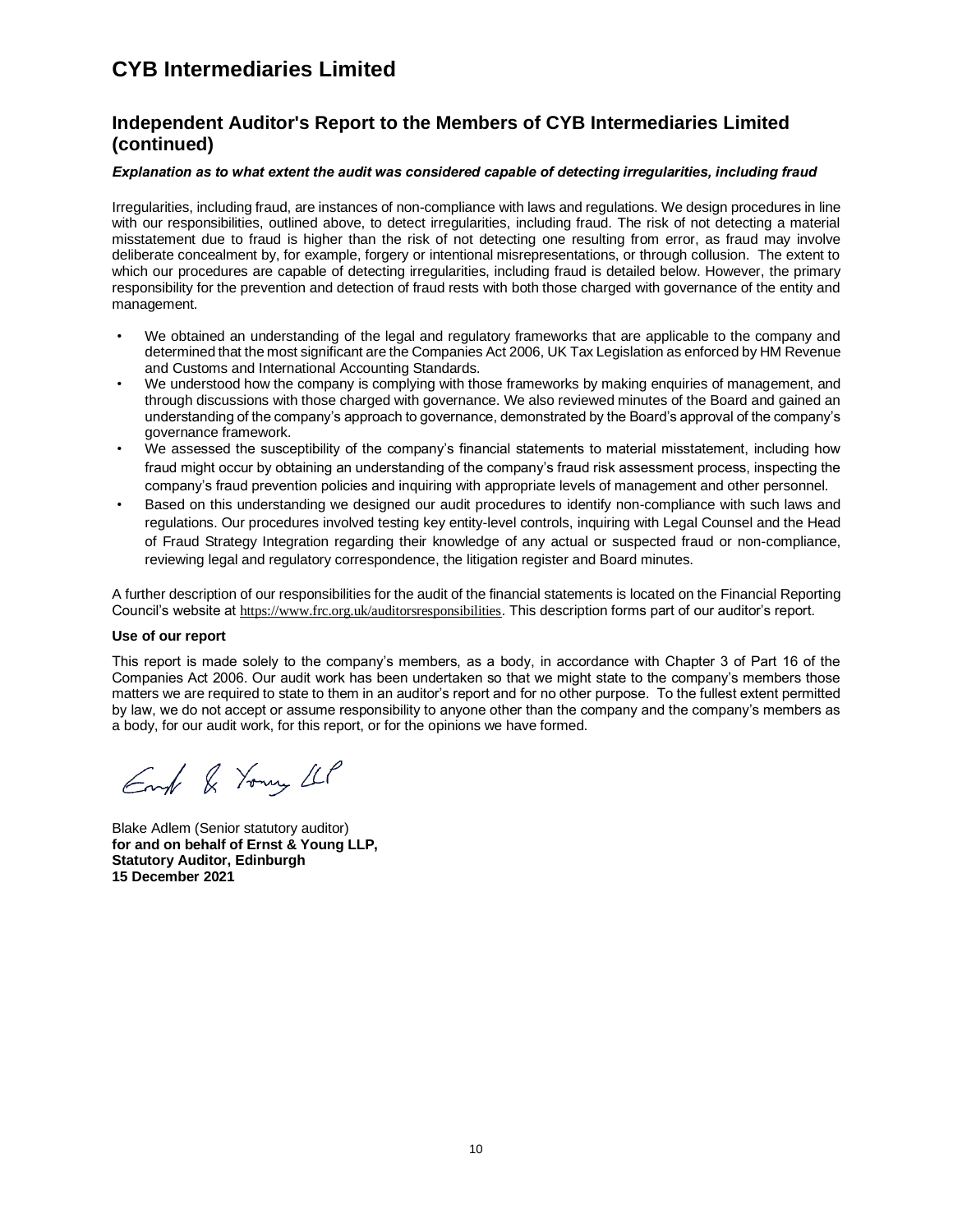# CYB Intermediaries Limited

## Independent Auditor's Report to the Members of CYB Intermediaries Limited (continued)

***Explanation as to what extent the audit was considered capable of detecting irregularities, including fraud***

Irregularities, including fraud, are instances of non-compliance with laws and regulations. We design procedures in line with our responsibilities, outlined above, to detect irregularities, including fraud. The risk of not detecting a material misstatement due to fraud is higher than the risk of not detecting one resulting from error, as fraud may involve deliberate concealment by, for example, forgery or intentional misrepresentations, or through collusion. The extent to which our procedures are capable of detecting irregularities, including fraud is detailed below. However, the primary responsibility for the prevention and detection of fraud rests with both those charged with governance of the entity and management.

- We obtained an understanding of the legal and regulatory frameworks that are applicable to the company and determined that the most significant are the Companies Act 2006, UK Tax Legislation as enforced by HM Revenue and Customs and International Accounting Standards.
- We understood how the company is complying with those frameworks by making enquiries of management, and through discussions with those charged with governance. We also reviewed minutes of the Board and gained an understanding of the company's approach to governance, demonstrated by the Board's approval of the company's governance framework.
- We assessed the susceptibility of the company's financial statements to material misstatement, including how fraud might occur by obtaining an understanding of the company's fraud risk assessment process, inspecting the company's fraud prevention policies and inquiring with appropriate levels of management and other personnel.
- Based on this understanding we designed our audit procedures to identify non-compliance with such laws and regulations. Our procedures involved testing key entity-level controls, inquiring with Legal Counsel and the Head of Fraud Strategy Integration regarding their knowledge of any actual or suspected fraud or non-compliance, reviewing legal and regulatory correspondence, the litigation register and Board minutes.

A further description of our responsibilities for the audit of the financial statements is located on the Financial Reporting Council's website at https://www.frc.org.uk/auditorsresponsibilities. This description forms part of our auditor's report.

**Use of our report**

This report is made solely to the company's members, as a body, in accordance with Chapter 3 of Part 16 of the Companies Act 2006. Our audit work has been undertaken so that we might state to the company's members those matters we are required to state to them in an auditor's report and for no other purpose. To the fullest extent permitted by law, we do not accept or assume responsibility to anyone other than the company and the company's members as a body, for our audit work, for this report, or for the opinions we have formed.

Ernst & Young LLP

Blake Adlem (Senior statutory auditor)
**for and on behalf of Ernst & Young LLP,**
**Statutory Auditor, Edinburgh**
**15 December 2021**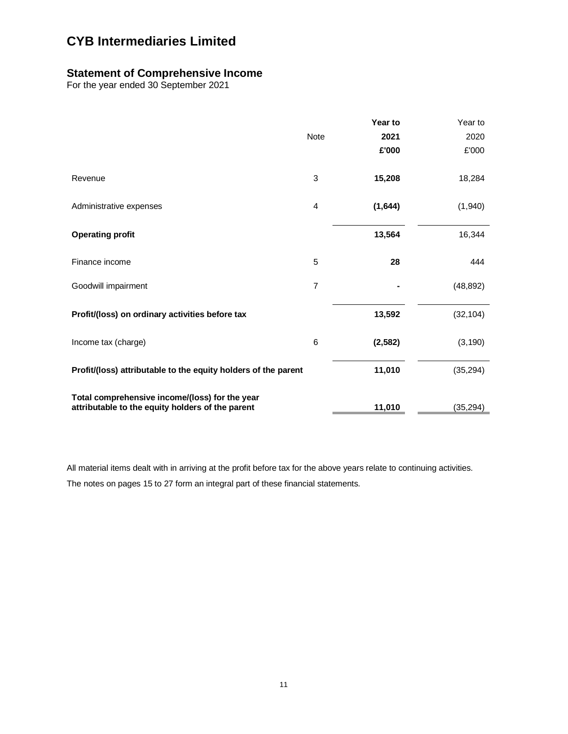# CYB Intermediaries Limited

## Statement of Comprehensive Income

For the year ended 30 September 2021

| | Note | **Year to 2021 £'000** | Year to 2020 £'000 |
|---|---|---|---|
| Revenue | 3 | **15,208** | 18,284 |
| Administrative expenses | 4 | **(1,644)** | (1,940) |
| **Operating profit** | | **13,564** | 16,344 |
| Finance income | 5 | **28** | 444 |
| Goodwill impairment | 7 | **-** | (48,892) |
| **Profit/(loss) on ordinary activities before tax** | | **13,592** | (32,104) |
| Income tax (charge) | 6 | **(2,582)** | (3,190) |
| **Profit/(loss) attributable to the equity holders of the parent** | | **11,010** | (35,294) |
| **Total comprehensive income/(loss) for the year attributable to the equity holders of the parent** | | **11,010** | (35,294) |

All material items dealt with in arriving at the profit before tax for the above years relate to continuing activities.

The notes on pages 15 to 27 form an integral part of these financial statements.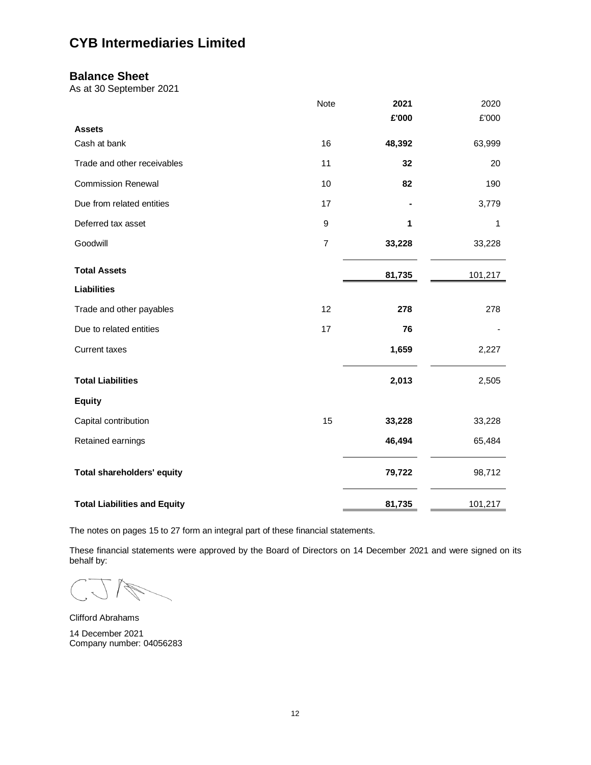# CYB Intermediaries Limited

## Balance Sheet

As at 30 September 2021

| | Note | **2021** | 2020 |
|---|---|---|---|
| | | **£'000** | £'000 |
| **Assets** | | | |
| Cash at bank | 16 | **48,392** | 63,999 |
| Trade and other receivables | 11 | **32** | 20 |
| Commission Renewal | 10 | **82** | 190 |
| Due from related entities | 17 | **-** | 3,779 |
| Deferred tax asset | 9 | **1** | 1 |
| Goodwill | 7 | **33,228** | 33,228 |
| **Total Assets** | | **81,735** | 101,217 |
| **Liabilities** | | | |
| Trade and other payables | 12 | **278** | 278 |
| Due to related entities | 17 | **76** | - |
| Current taxes | | **1,659** | 2,227 |
| **Total Liabilities** | | **2,013** | 2,505 |
| **Equity** | | | |
| Capital contribution | 15 | **33,228** | 33,228 |
| Retained earnings | | **46,494** | 65,484 |
| **Total shareholders' equity** | | **79,722** | 98,712 |
| **Total Liabilities and Equity** | | **81,735** | 101,217 |

The notes on pages 15 to 27 form an integral part of these financial statements.

These financial statements were approved by the Board of Directors on 14 December 2021 and were signed on its behalf by:

Clifford Abrahams

14 December 2021
Company number: 04056283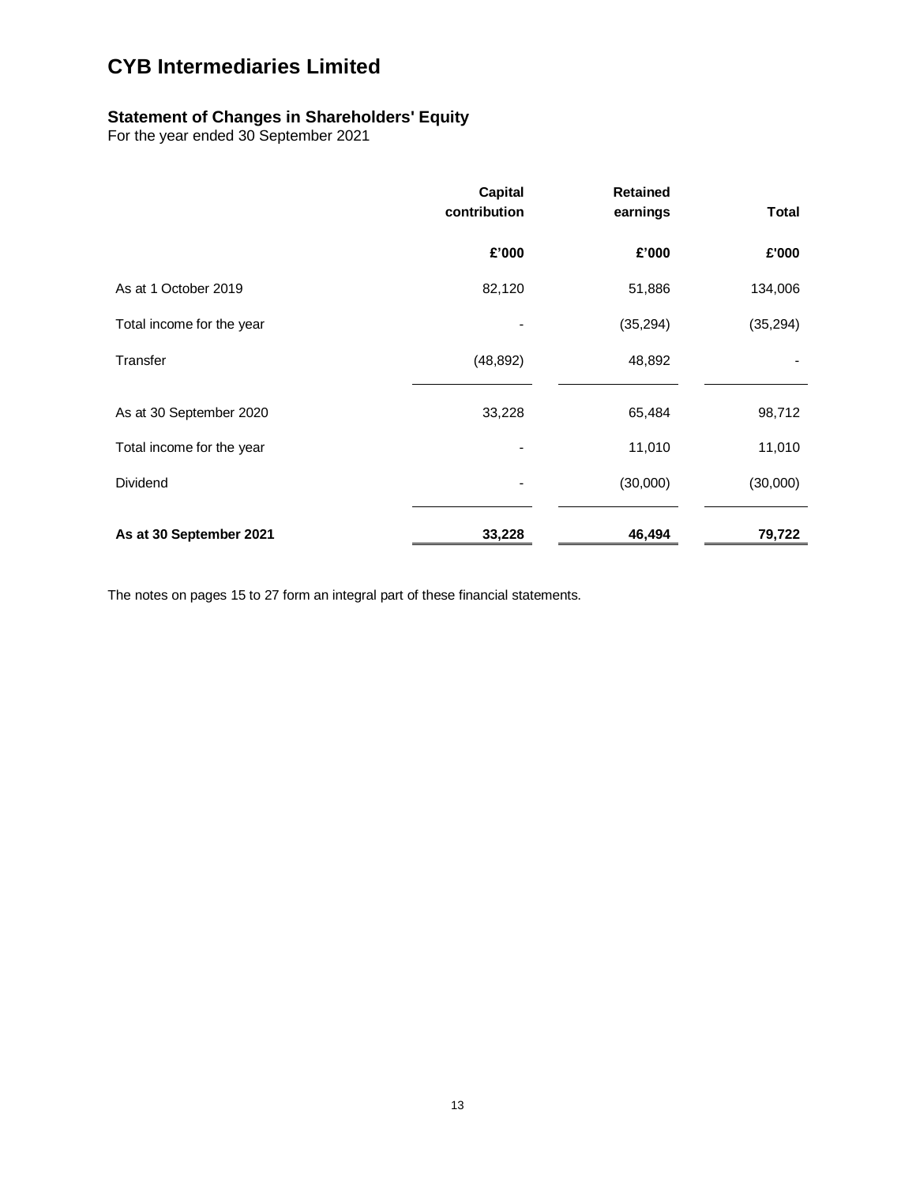# CYB Intermediaries Limited

## Statement of Changes in Shareholders' Equity

For the year ended 30 September 2021

| | Capital contribution | Retained earnings | Total |
|---|---|---|---|
| | £'000 | £'000 | £'000 |
| As at 1 October 2019 | 82,120 | 51,886 | 134,006 |
| Total income for the year | - | (35,294) | (35,294) |
| Transfer | (48,892) | 48,892 | - |
| As at 30 September 2020 | 33,228 | 65,484 | 98,712 |
| Total income for the year | - | 11,010 | 11,010 |
| Dividend | - | (30,000) | (30,000) |
| **As at 30 September 2021** | **33,228** | **46,494** | **79,722** |

The notes on pages 15 to 27 form an integral part of these financial statements.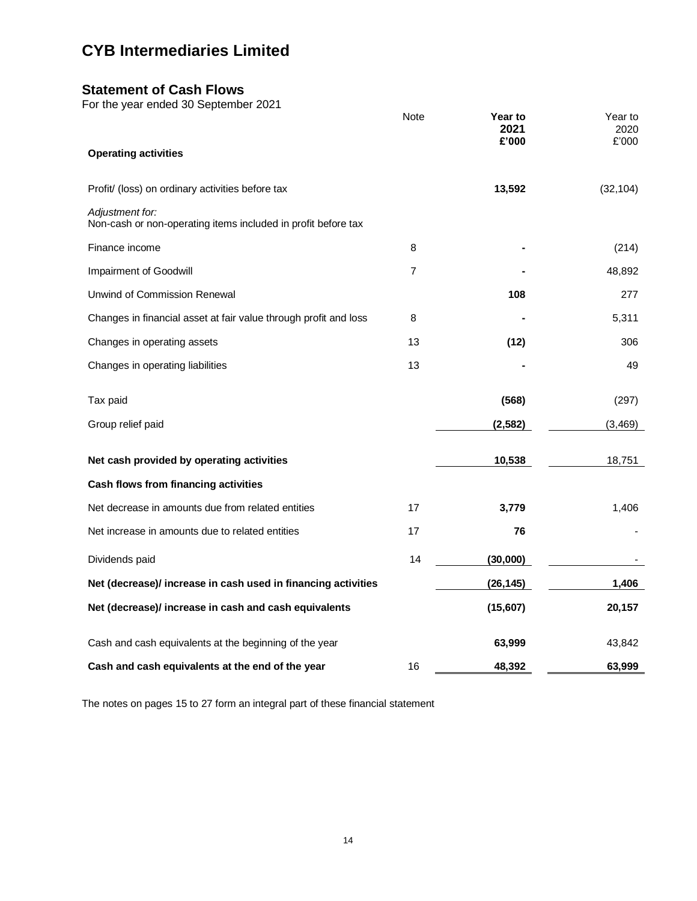# CYB Intermediaries Limited

## Statement of Cash Flows

For the year ended 30 September 2021

| | Note | **Year to 2021 £'000** | Year to 2020 £'000 |
|---|---|---|---|
| **Operating activities** | | | |
| Profit/ (loss) on ordinary activities before tax | | **13,592** | (32,104) |
| *Adjustment for:* Non-cash or non-operating items included in profit before tax | | | |
| Finance income | 8 | **-** | (214) |
| Impairment of Goodwill | 7 | **-** | 48,892 |
| Unwind of Commission Renewal | | **108** | 277 |
| Changes in financial asset at fair value through profit and loss | 8 | **-** | 5,311 |
| Changes in operating assets | 13 | **(12)** | 306 |
| Changes in operating liabilities | 13 | **-** | 49 |
| Tax paid | | **(568)** | (297) |
| Group relief paid | | **(2,582)** | (3,469) |
| **Net cash provided by operating activities** | | **10,538** | 18,751 |
| **Cash flows from financing activities** | | | |
| Net decrease in amounts due from related entities | 17 | **3,779** | 1,406 |
| Net increase in amounts due to related entities | 17 | **76** | - |
| Dividends paid | 14 | **(30,000)** | - |
| **Net (decrease)/ increase in cash used in financing activities** | | **(26,145)** | **1,406** |
| **Net (decrease)/ increase in cash and cash equivalents** | | **(15,607)** | **20,157** |
| Cash and cash equivalents at the beginning of the year | | **63,999** | 43,842 |
| **Cash and cash equivalents at the end of the year** | 16 | **48,392** | **63,999** |

The notes on pages 15 to 27 form an integral part of these financial statement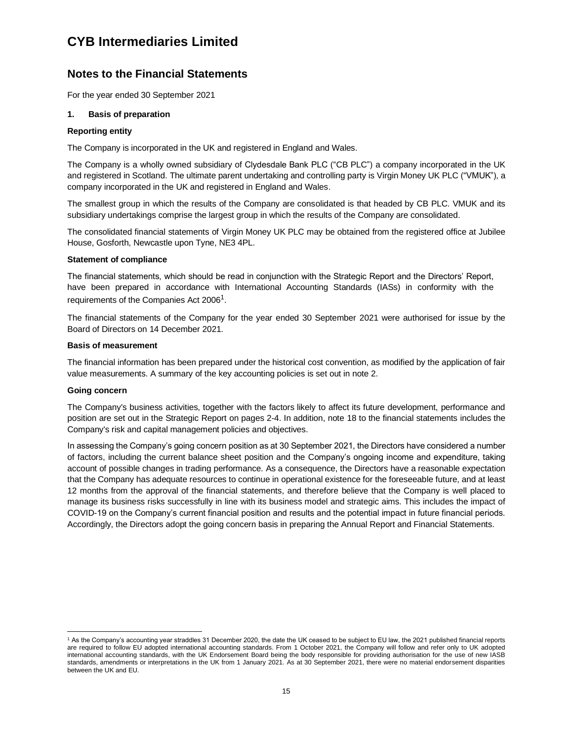# CYB Intermediaries Limited

## Notes to the Financial Statements

For the year ended 30 September 2021

### 1. Basis of preparation

**Reporting entity**

The Company is incorporated in the UK and registered in England and Wales.

The Company is a wholly owned subsidiary of Clydesdale Bank PLC ("CB PLC") a company incorporated in the UK and registered in Scotland. The ultimate parent undertaking and controlling party is Virgin Money UK PLC ("VMUK"), a company incorporated in the UK and registered in England and Wales.

The smallest group in which the results of the Company are consolidated is that headed by CB PLC. VMUK and its subsidiary undertakings comprise the largest group in which the results of the Company are consolidated.

The consolidated financial statements of Virgin Money UK PLC may be obtained from the registered office at Jubilee House, Gosforth, Newcastle upon Tyne, NE3 4PL.

**Statement of compliance**

The financial statements, which should be read in conjunction with the Strategic Report and the Directors' Report, have been prepared in accordance with International Accounting Standards (IASs) in conformity with the requirements of the Companies Act 2006[1].

The financial statements of the Company for the year ended 30 September 2021 were authorised for issue by the Board of Directors on 14 December 2021.

**Basis of measurement**

The financial information has been prepared under the historical cost convention, as modified by the application of fair value measurements. A summary of the key accounting policies is set out in note 2.

**Going concern**

The Company's business activities, together with the factors likely to affect its future development, performance and position are set out in the Strategic Report on pages 2-4. In addition, note 18 to the financial statements includes the Company's risk and capital management policies and objectives.

In assessing the Company's going concern position as at 30 September 2021, the Directors have considered a number of factors, including the current balance sheet position and the Company's ongoing income and expenditure, taking account of possible changes in trading performance. As a consequence, the Directors have a reasonable expectation that the Company has adequate resources to continue in operational existence for the foreseeable future, and at least 12 months from the approval of the financial statements, and therefore believe that the Company is well placed to manage its business risks successfully in line with its business model and strategic aims. This includes the impact of COVID-19 on the Company's current financial position and results and the potential impact in future financial periods. Accordingly, the Directors adopt the going concern basis in preparing the Annual Report and Financial Statements.

---

[1] As the Company's accounting year straddles 31 December 2020, the date the UK ceased to be subject to EU law, the 2021 published financial reports are required to follow EU adopted international accounting standards. From 1 October 2021, the Company will follow and refer only to UK adopted international accounting standards, with the UK Endorsement Board being the body responsible for providing authorisation for the use of new IASB standards, amendments or interpretations in the UK from 1 January 2021. As at 30 September 2021, there were no material endorsement disparities between the UK and EU.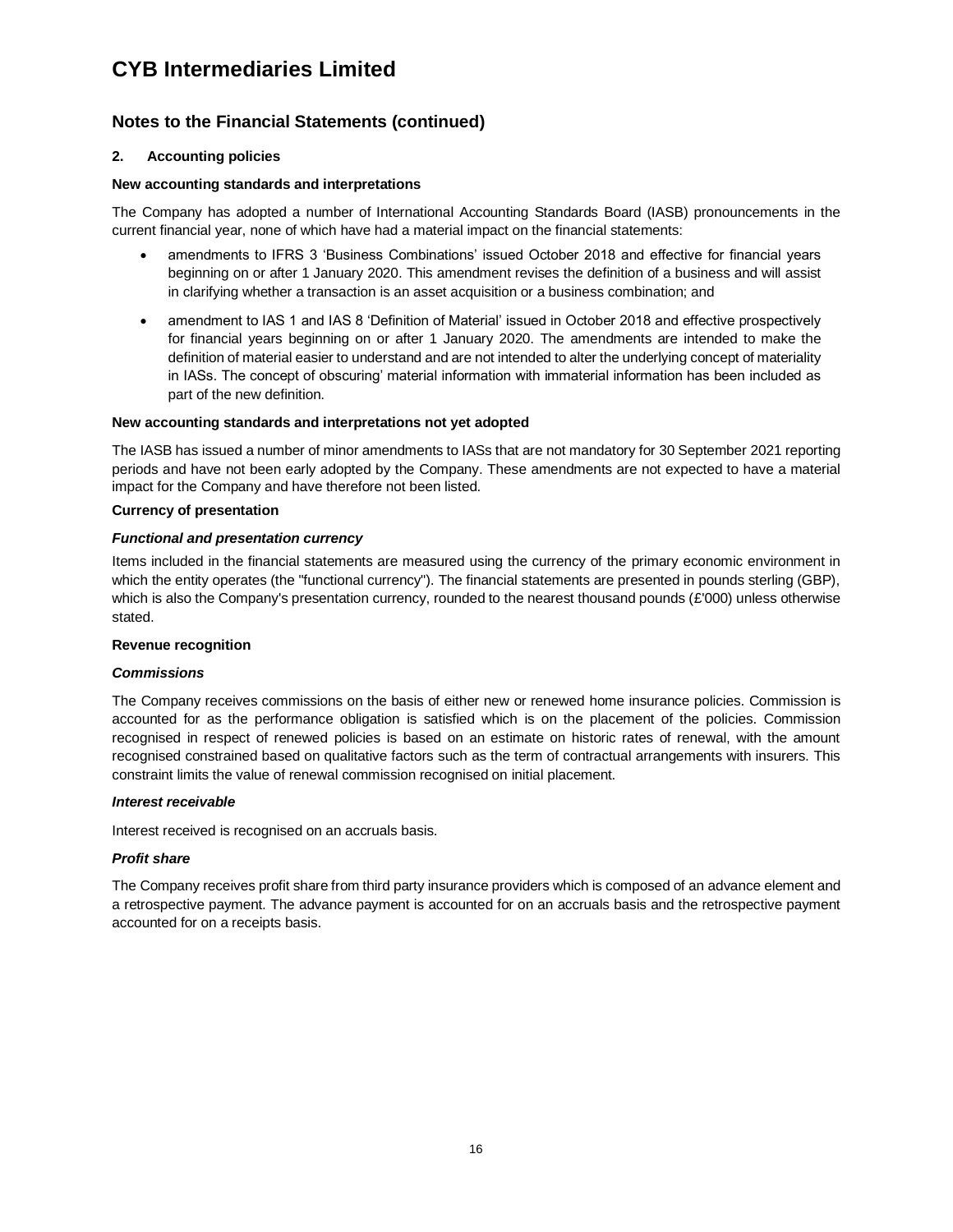# CYB Intermediaries Limited

## Notes to the Financial Statements (continued)

### 2. Accounting policies

**New accounting standards and interpretations**

The Company has adopted a number of International Accounting Standards Board (IASB) pronouncements in the current financial year, none of which have had a material impact on the financial statements:

- amendments to IFRS 3 'Business Combinations' issued October 2018 and effective for financial years beginning on or after 1 January 2020. This amendment revises the definition of a business and will assist in clarifying whether a transaction is an asset acquisition or a business combination; and
- amendment to IAS 1 and IAS 8 'Definition of Material' issued in October 2018 and effective prospectively for financial years beginning on or after 1 January 2020. The amendments are intended to make the definition of material easier to understand and are not intended to alter the underlying concept of materiality in IASs. The concept of obscuring' material information with immaterial information has been included as part of the new definition.

**New accounting standards and interpretations not yet adopted**

The IASB has issued a number of minor amendments to IASs that are not mandatory for 30 September 2021 reporting periods and have not been early adopted by the Company. These amendments are not expected to have a material impact for the Company and have therefore not been listed.

**Currency of presentation**

***Functional and presentation currency***

Items included in the financial statements are measured using the currency of the primary economic environment in which the entity operates (the "functional currency"). The financial statements are presented in pounds sterling (GBP), which is also the Company's presentation currency, rounded to the nearest thousand pounds (£'000) unless otherwise stated.

**Revenue recognition**

***Commissions***

The Company receives commissions on the basis of either new or renewed home insurance policies. Commission is accounted for as the performance obligation is satisfied which is on the placement of the policies. Commission recognised in respect of renewed policies is based on an estimate on historic rates of renewal, with the amount recognised constrained based on qualitative factors such as the term of contractual arrangements with insurers. This constraint limits the value of renewal commission recognised on initial placement.

***Interest receivable***

Interest received is recognised on an accruals basis.

***Profit share***

The Company receives profit share from third party insurance providers which is composed of an advance element and a retrospective payment. The advance payment is accounted for on an accruals basis and the retrospective payment accounted for on a receipts basis.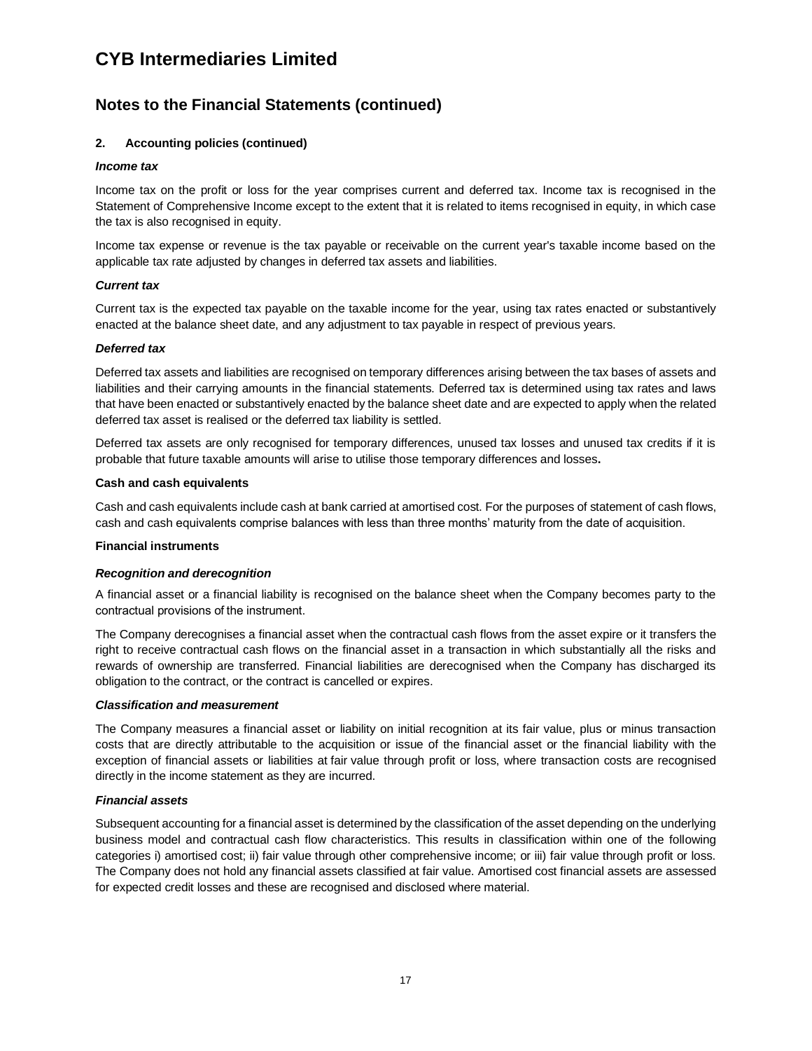# CYB Intermediaries Limited

## Notes to the Financial Statements (continued)

### 2. Accounting policies (continued)

***Income tax***

Income tax on the profit or loss for the year comprises current and deferred tax. Income tax is recognised in the Statement of Comprehensive Income except to the extent that it is related to items recognised in equity, in which case the tax is also recognised in equity.

Income tax expense or revenue is the tax payable or receivable on the current year's taxable income based on the applicable tax rate adjusted by changes in deferred tax assets and liabilities.

***Current tax***

Current tax is the expected tax payable on the taxable income for the year, using tax rates enacted or substantively enacted at the balance sheet date, and any adjustment to tax payable in respect of previous years.

***Deferred tax***

Deferred tax assets and liabilities are recognised on temporary differences arising between the tax bases of assets and liabilities and their carrying amounts in the financial statements. Deferred tax is determined using tax rates and laws that have been enacted or substantively enacted by the balance sheet date and are expected to apply when the related deferred tax asset is realised or the deferred tax liability is settled.

Deferred tax assets are only recognised for temporary differences, unused tax losses and unused tax credits if it is probable that future taxable amounts will arise to utilise those temporary differences and losses**.**

**Cash and cash equivalents**

Cash and cash equivalents include cash at bank carried at amortised cost. For the purposes of statement of cash flows, cash and cash equivalents comprise balances with less than three months' maturity from the date of acquisition.

**Financial instruments**

***Recognition and derecognition***

A financial asset or a financial liability is recognised on the balance sheet when the Company becomes party to the contractual provisions of the instrument.

The Company derecognises a financial asset when the contractual cash flows from the asset expire or it transfers the right to receive contractual cash flows on the financial asset in a transaction in which substantially all the risks and rewards of ownership are transferred. Financial liabilities are derecognised when the Company has discharged its obligation to the contract, or the contract is cancelled or expires.

***Classification and measurement***

The Company measures a financial asset or liability on initial recognition at its fair value, plus or minus transaction costs that are directly attributable to the acquisition or issue of the financial asset or the financial liability with the exception of financial assets or liabilities at fair value through profit or loss, where transaction costs are recognised directly in the income statement as they are incurred.

***Financial assets***

Subsequent accounting for a financial asset is determined by the classification of the asset depending on the underlying business model and contractual cash flow characteristics. This results in classification within one of the following categories i) amortised cost; ii) fair value through other comprehensive income; or iii) fair value through profit or loss. The Company does not hold any financial assets classified at fair value. Amortised cost financial assets are assessed for expected credit losses and these are recognised and disclosed where material.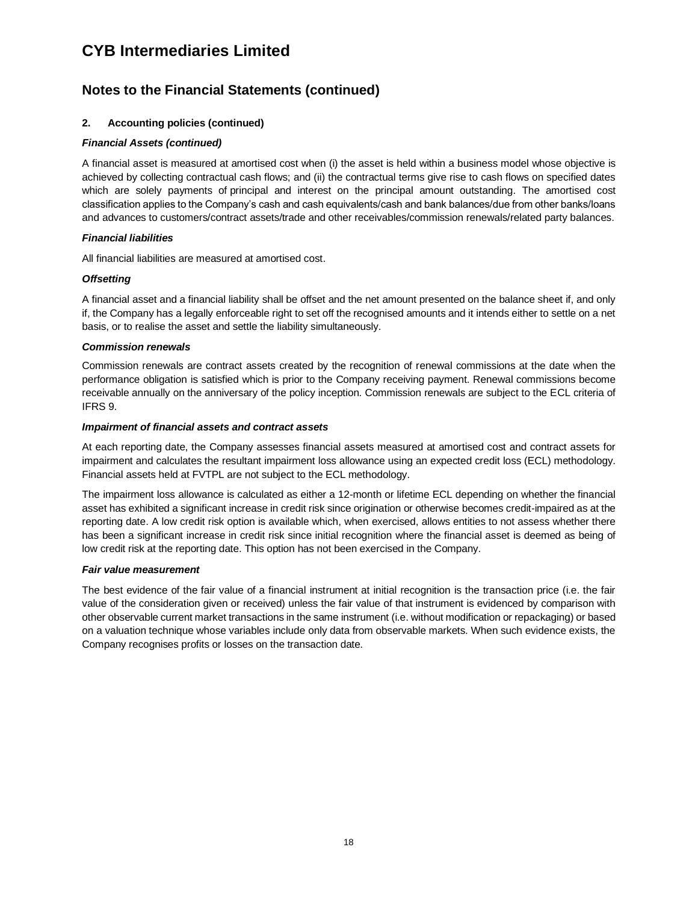# CYB Intermediaries Limited

## Notes to the Financial Statements (continued)

### 2. Accounting policies (continued)

***Financial Assets (continued)***

A financial asset is measured at amortised cost when (i) the asset is held within a business model whose objective is achieved by collecting contractual cash flows; and (ii) the contractual terms give rise to cash flows on specified dates which are solely payments of principal and interest on the principal amount outstanding. The amortised cost classification applies to the Company's cash and cash equivalents/cash and bank balances/due from other banks/loans and advances to customers/contract assets/trade and other receivables/commission renewals/related party balances.

***Financial liabilities***

All financial liabilities are measured at amortised cost.

***Offsetting***

A financial asset and a financial liability shall be offset and the net amount presented on the balance sheet if, and only if, the Company has a legally enforceable right to set off the recognised amounts and it intends either to settle on a net basis, or to realise the asset and settle the liability simultaneously.

***Commission renewals***

Commission renewals are contract assets created by the recognition of renewal commissions at the date when the performance obligation is satisfied which is prior to the Company receiving payment. Renewal commissions become receivable annually on the anniversary of the policy inception. Commission renewals are subject to the ECL criteria of IFRS 9.

***Impairment of financial assets and contract assets***

At each reporting date, the Company assesses financial assets measured at amortised cost and contract assets for impairment and calculates the resultant impairment loss allowance using an expected credit loss (ECL) methodology. Financial assets held at FVTPL are not subject to the ECL methodology.

The impairment loss allowance is calculated as either a 12-month or lifetime ECL depending on whether the financial asset has exhibited a significant increase in credit risk since origination or otherwise becomes credit-impaired as at the reporting date. A low credit risk option is available which, when exercised, allows entities to not assess whether there has been a significant increase in credit risk since initial recognition where the financial asset is deemed as being of low credit risk at the reporting date. This option has not been exercised in the Company.

***Fair value measurement***

The best evidence of the fair value of a financial instrument at initial recognition is the transaction price (i.e. the fair value of the consideration given or received) unless the fair value of that instrument is evidenced by comparison with other observable current market transactions in the same instrument (i.e. without modification or repackaging) or based on a valuation technique whose variables include only data from observable markets. When such evidence exists, the Company recognises profits or losses on the transaction date.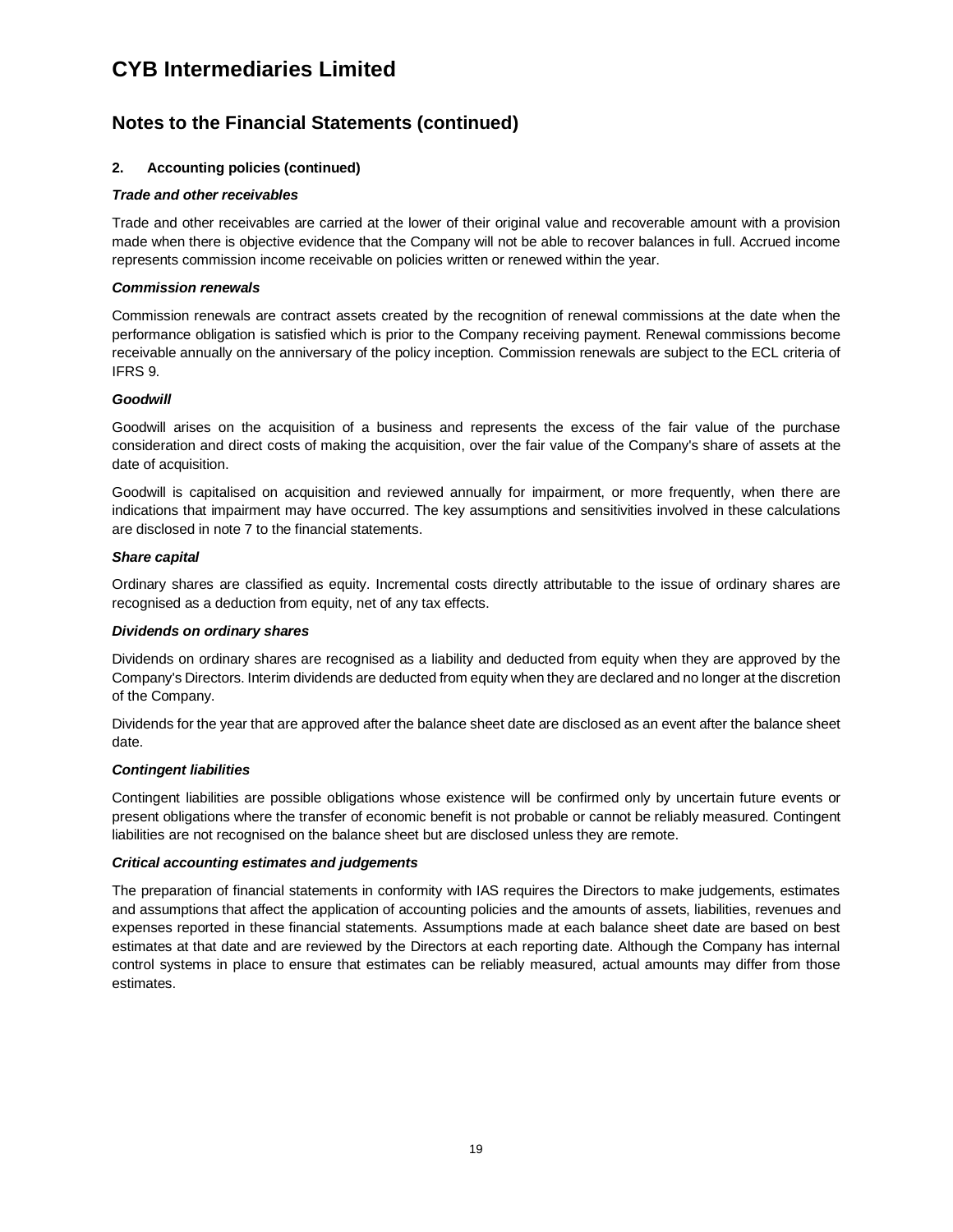# CYB Intermediaries Limited

## Notes to the Financial Statements (continued)

**2. Accounting policies (continued)**

***Trade and other receivables***

Trade and other receivables are carried at the lower of their original value and recoverable amount with a provision made when there is objective evidence that the Company will not be able to recover balances in full. Accrued income represents commission income receivable on policies written or renewed within the year.

***Commission renewals***

Commission renewals are contract assets created by the recognition of renewal commissions at the date when the performance obligation is satisfied which is prior to the Company receiving payment. Renewal commissions become receivable annually on the anniversary of the policy inception. Commission renewals are subject to the ECL criteria of IFRS 9.

***Goodwill***

Goodwill arises on the acquisition of a business and represents the excess of the fair value of the purchase consideration and direct costs of making the acquisition, over the fair value of the Company's share of assets at the date of acquisition.

Goodwill is capitalised on acquisition and reviewed annually for impairment, or more frequently, when there are indications that impairment may have occurred. The key assumptions and sensitivities involved in these calculations are disclosed in note 7 to the financial statements.

***Share capital***

Ordinary shares are classified as equity. Incremental costs directly attributable to the issue of ordinary shares are recognised as a deduction from equity, net of any tax effects.

***Dividends on ordinary shares***

Dividends on ordinary shares are recognised as a liability and deducted from equity when they are approved by the Company's Directors. Interim dividends are deducted from equity when they are declared and no longer at the discretion of the Company.

Dividends for the year that are approved after the balance sheet date are disclosed as an event after the balance sheet date.

***Contingent liabilities***

Contingent liabilities are possible obligations whose existence will be confirmed only by uncertain future events or present obligations where the transfer of economic benefit is not probable or cannot be reliably measured. Contingent liabilities are not recognised on the balance sheet but are disclosed unless they are remote.

***Critical accounting estimates and judgements***

The preparation of financial statements in conformity with IAS requires the Directors to make judgements, estimates and assumptions that affect the application of accounting policies and the amounts of assets, liabilities, revenues and expenses reported in these financial statements. Assumptions made at each balance sheet date are based on best estimates at that date and are reviewed by the Directors at each reporting date. Although the Company has internal control systems in place to ensure that estimates can be reliably measured, actual amounts may differ from those estimates.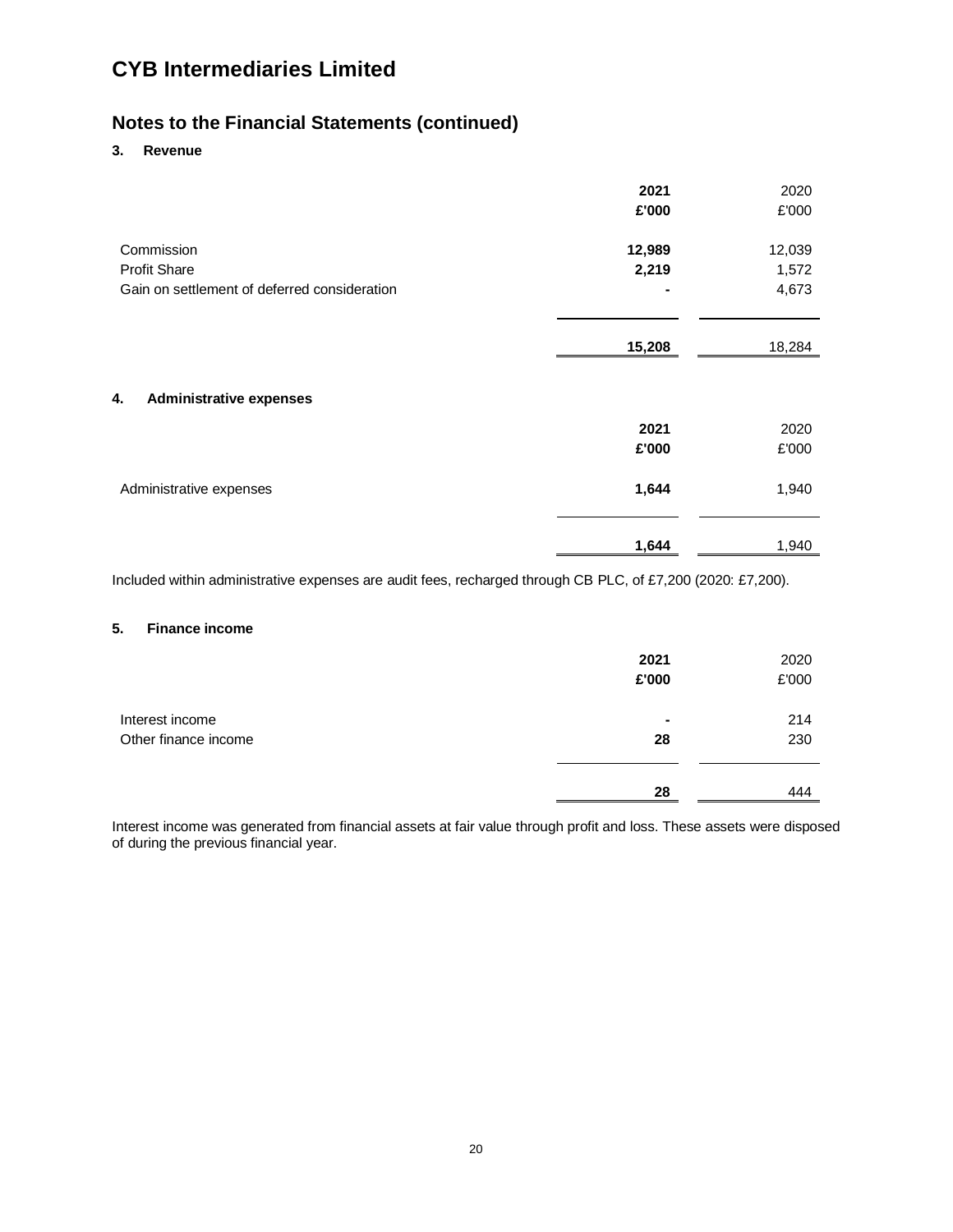# CYB Intermediaries Limited

## Notes to the Financial Statements (continued)

### 3. Revenue

| | **2021** | 2020 |
|---|---|---|
| | **£'000** | £'000 |
| Commission | **12,989** | 12,039 |
| Profit Share | **2,219** | 1,572 |
| Gain on settlement of deferred consideration | **-** | 4,673 |
| | **15,208** | 18,284 |

### 4. Administrative expenses

| | **2021** | 2020 |
|---|---|---|
| | **£'000** | £'000 |
| Administrative expenses | **1,644** | 1,940 |
| | **1,644** | 1,940 |

Included within administrative expenses are audit fees, recharged through CB PLC, of £7,200 (2020: £7,200).

### 5. Finance income

| | **2021** | 2020 |
|---|---|---|
| | **£'000** | £'000 |
| Interest income | **-** | 214 |
| Other finance income | **28** | 230 |
| | **28** | 444 |

Interest income was generated from financial assets at fair value through profit and loss. These assets were disposed of during the previous financial year.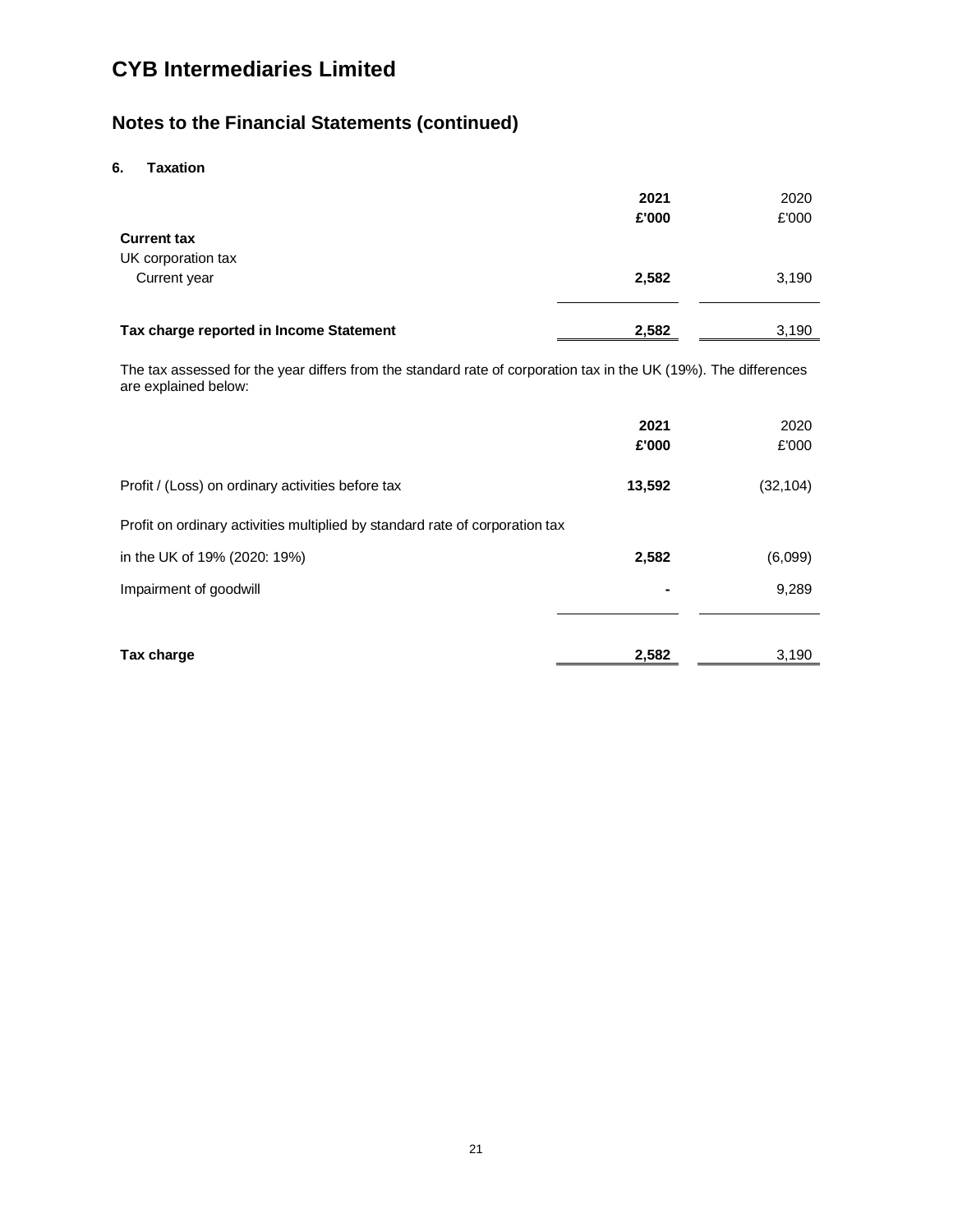# CYB Intermediaries Limited

## Notes to the Financial Statements (continued)

### 6. Taxation

| | **2021** | 2020 |
|---|---|---|
| | **£'000** | £'000 |
| **Current tax** | | |
| UK corporation tax | | |
| Current year | **2,582** | 3,190 |
| **Tax charge reported in Income Statement** | **2,582** | 3,190 |

The tax assessed for the year differs from the standard rate of corporation tax in the UK (19%). The differences are explained below:

| | **2021** | 2020 |
|---|---|---|
| | **£'000** | £'000 |
| Profit / (Loss) on ordinary activities before tax | **13,592** | (32,104) |
| Profit on ordinary activities multiplied by standard rate of corporation tax in the UK of 19% (2020: 19%) | **2,582** | (6,099) |
| Impairment of goodwill | **-** | 9,289 |
| **Tax charge** | **2,582** | 3,190 |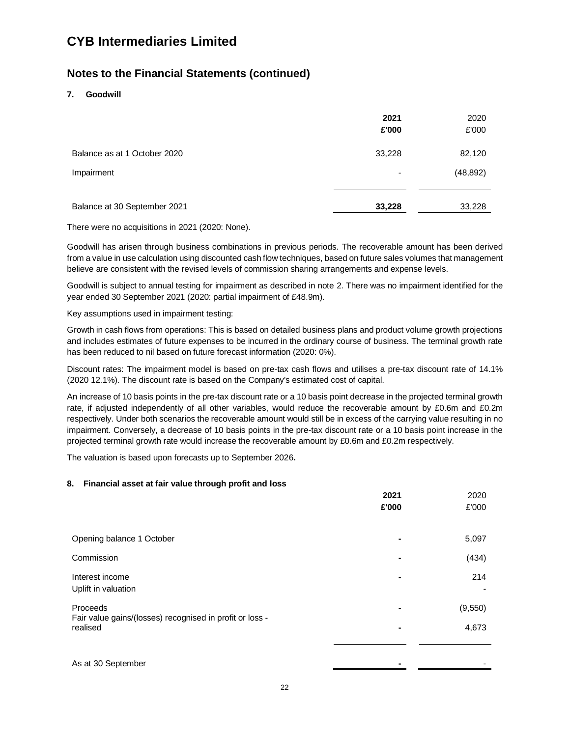# CYB Intermediaries Limited

## Notes to the Financial Statements (continued)

### 7. Goodwill

| | **2021** **£'000** | 2020 £'000 |
|---|---|---|
| Balance as at 1 October 2020 | 33,228 | 82,120 |
| Impairment | - | (48,892) |
| Balance at 30 September 2021 | **33,228** | 33,228 |

There were no acquisitions in 2021 (2020: None).

Goodwill has arisen through business combinations in previous periods. The recoverable amount has been derived from a value in use calculation using discounted cash flow techniques, based on future sales volumes that management believe are consistent with the revised levels of commission sharing arrangements and expense levels.

Goodwill is subject to annual testing for impairment as described in note 2. There was no impairment identified for the year ended 30 September 2021 (2020: partial impairment of £48.9m).

Key assumptions used in impairment testing:

Growth in cash flows from operations: This is based on detailed business plans and product volume growth projections and includes estimates of future expenses to be incurred in the ordinary course of business. The terminal growth rate has been reduced to nil based on future forecast information (2020: 0%).

Discount rates: The impairment model is based on pre-tax cash flows and utilises a pre-tax discount rate of 14.1% (2020 12.1%). The discount rate is based on the Company's estimated cost of capital.

An increase of 10 basis points in the pre-tax discount rate or a 10 basis point decrease in the projected terminal growth rate, if adjusted independently of all other variables, would reduce the recoverable amount by £0.6m and £0.2m respectively. Under both scenarios the recoverable amount would still be in excess of the carrying value resulting in no impairment. Conversely, a decrease of 10 basis points in the pre-tax discount rate or a 10 basis point increase in the projected terminal growth rate would increase the recoverable amount by £0.6m and £0.2m respectively.

The valuation is based upon forecasts up to September 2026**.**

### 8. Financial asset at fair value through profit and loss

| | **2021** **£'000** | 2020 £'000 |
|---|---|---|
| Opening balance 1 October | **-** | 5,097 |
| Commission | **-** | (434) |
| Interest income | **-** | 214 |
| Uplift in valuation | | - |
| Proceeds | **-** | (9,550) |
| Fair value gains/(losses) recognised in profit or loss - realised | **-** | 4,673 |
| As at 30 September | **-** | - |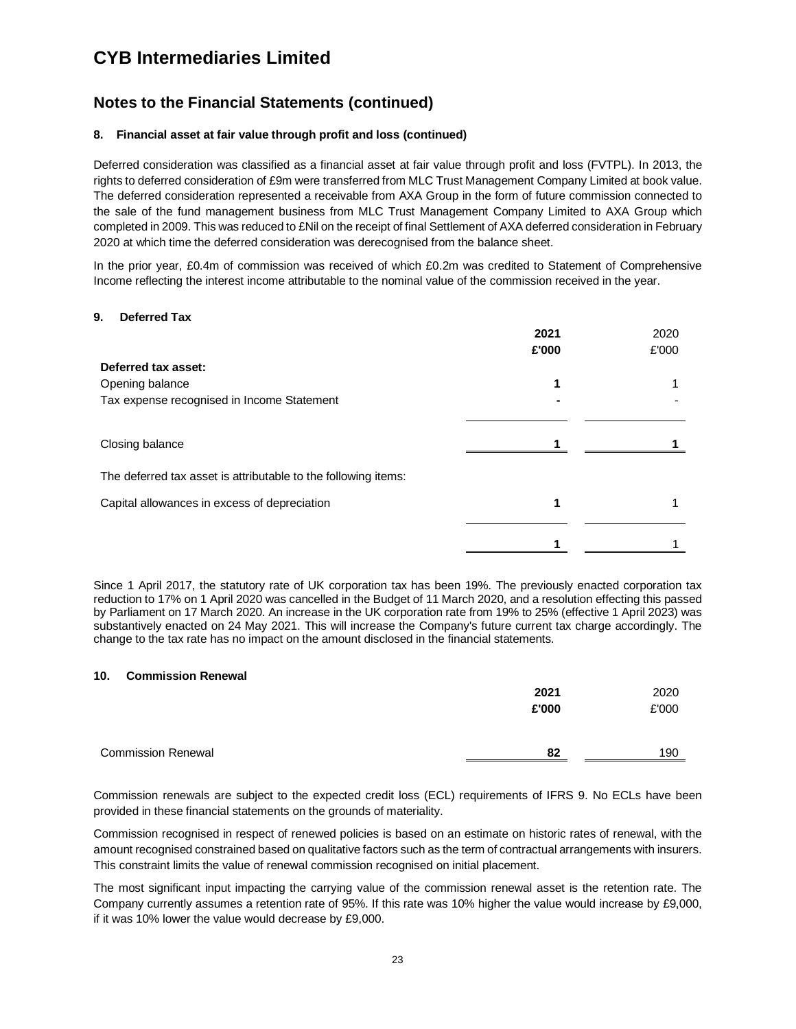# CYB Intermediaries Limited

## Notes to the Financial Statements (continued)

### 8. Financial asset at fair value through profit and loss (continued)

Deferred consideration was classified as a financial asset at fair value through profit and loss (FVTPL). In 2013, the rights to deferred consideration of £9m were transferred from MLC Trust Management Company Limited at book value. The deferred consideration represented a receivable from AXA Group in the form of future commission connected to the sale of the fund management business from MLC Trust Management Company Limited to AXA Group which completed in 2009. This was reduced to £Nil on the receipt of final Settlement of AXA deferred consideration in February 2020 at which time the deferred consideration was derecognised from the balance sheet.

In the prior year, £0.4m of commission was received of which £0.2m was credited to Statement of Comprehensive Income reflecting the interest income attributable to the nominal value of the commission received in the year.

### 9. Deferred Tax

| | **2021** | 2020 |
|---|---|---|
| | **£'000** | £'000 |
| **Deferred tax asset:** | | |
| Opening balance | **1** | 1 |
| Tax expense recognised in Income Statement | **-** | - |
| Closing balance | **1** | **1** |
| The deferred tax asset is attributable to the following items: | | |
| Capital allowances in excess of depreciation | **1** | 1 |
| | **1** | 1 |

Since 1 April 2017, the statutory rate of UK corporation tax has been 19%. The previously enacted corporation tax reduction to 17% on 1 April 2020 was cancelled in the Budget of 11 March 2020, and a resolution effecting this passed by Parliament on 17 March 2020. An increase in the UK corporation rate from 19% to 25% (effective 1 April 2023) was substantively enacted on 24 May 2021. This will increase the Company's future current tax charge accordingly. The change to the tax rate has no impact on the amount disclosed in the financial statements.

### 10. Commission Renewal

| | **2021** | 2020 |
|---|---|---|
| | **£'000** | £'000 |
| Commission Renewal | **82** | 190 |

Commission renewals are subject to the expected credit loss (ECL) requirements of IFRS 9. No ECLs have been provided in these financial statements on the grounds of materiality.

Commission recognised in respect of renewed policies is based on an estimate on historic rates of renewal, with the amount recognised constrained based on qualitative factors such as the term of contractual arrangements with insurers. This constraint limits the value of renewal commission recognised on initial placement.

The most significant input impacting the carrying value of the commission renewal asset is the retention rate. The Company currently assumes a retention rate of 95%. If this rate was 10% higher the value would increase by £9,000, if it was 10% lower the value would decrease by £9,000.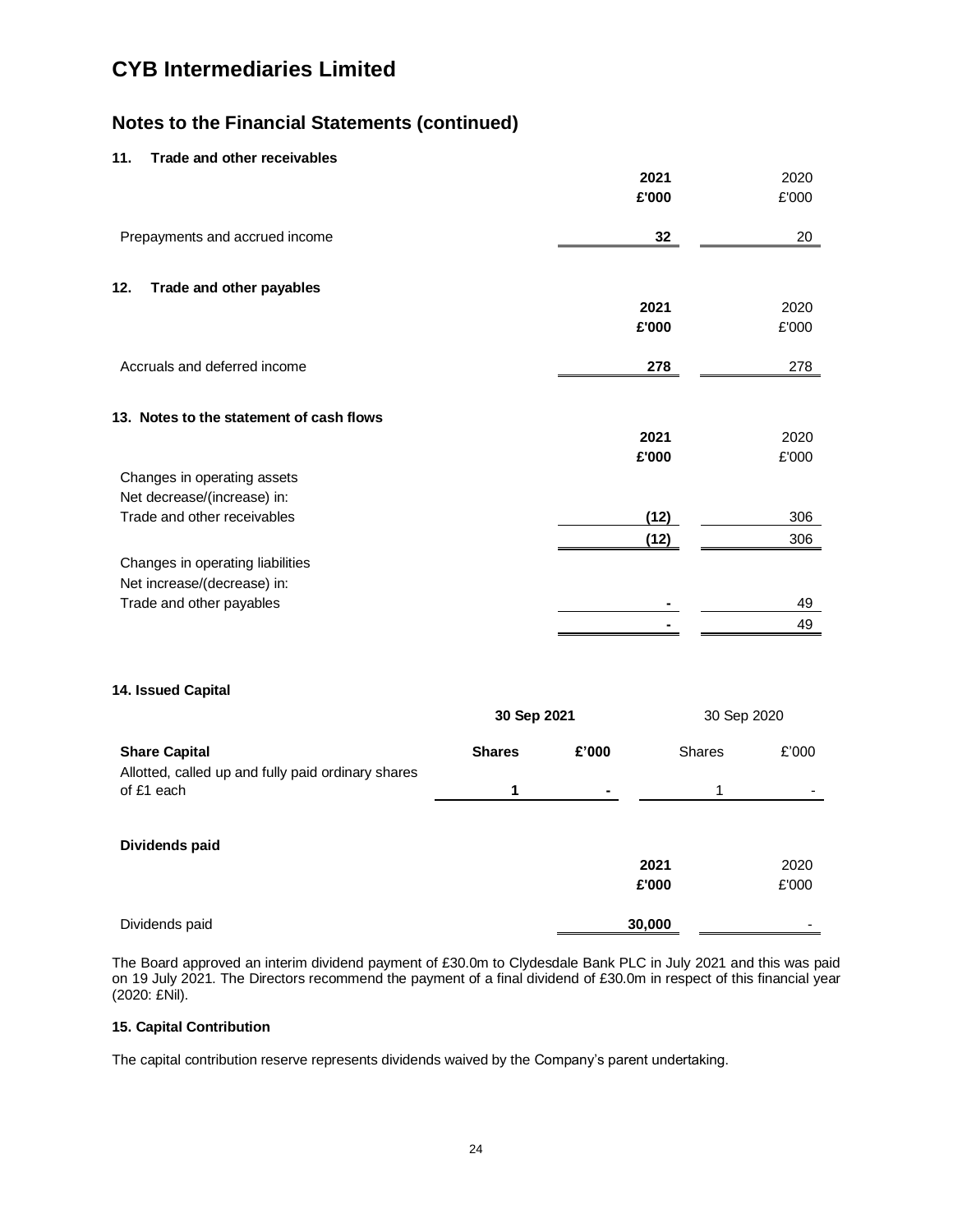# CYB Intermediaries Limited

## Notes to the Financial Statements (continued)

### 11. Trade and other receivables

| | 2021 £'000 | 2020 £'000 |
|---|---|---|
| Prepayments and accrued income | **32** | 20 |

### 12. Trade and other payables

| | 2021 £'000 | 2020 £'000 |
|---|---|---|
| Accruals and deferred income | **278** | 278 |

### 13. Notes to the statement of cash flows

| | 2021 £'000 | 2020 £'000 |
|---|---|---|
| Changes in operating assets | | |
| Net decrease/(increase) in: | | |
| Trade and other receivables | **(12)** | 306 |
| | **(12)** | 306 |
| Changes in operating liabilities | | |
| Net increase/(decrease) in: | | |
| Trade and other payables | **-** | 49 |
| | **-** | 49 |

### 14. Issued Capital

| | 30 Sep 2021 | | 30 Sep 2020 | |
|---|---|---|---|---|
| **Share Capital** | **Shares** | **£'000** | Shares | £'000 |
| Allotted, called up and fully paid ordinary shares of £1 each | **1** | **-** | 1 | - |

**Dividends paid**

| | 2021 £'000 | 2020 £'000 |
|---|---|---|
| Dividends paid | **30,000** | - |

The Board approved an interim dividend payment of £30.0m to Clydesdale Bank PLC in July 2021 and this was paid on 19 July 2021. The Directors recommend the payment of a final dividend of £30.0m in respect of this financial year (2020: £Nil).

### 15. Capital Contribution

The capital contribution reserve represents dividends waived by the Company's parent undertaking.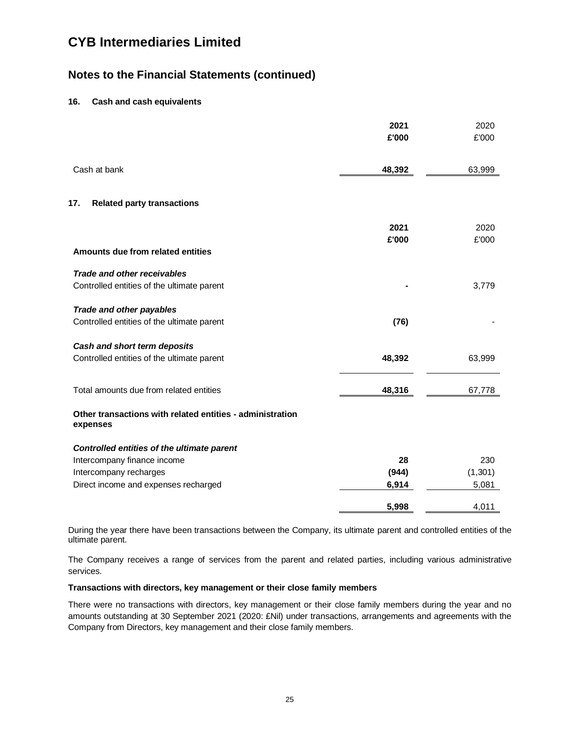# CYB Intermediaries Limited

## Notes to the Financial Statements (continued)

### 16. Cash and cash equivalents

| | 2021 £'000 | 2020 £'000 |
|---|---|---|
| Cash at bank | **48,392** | 63,999 |

### 17. Related party transactions

| | 2021 £'000 | 2020 £'000 |
|---|---|---|
| **Amounts due from related entities** | | |
| ***Trade and other receivables*** | | |
| Controlled entities of the ultimate parent | **-** | 3,779 |
| ***Trade and other payables*** | | |
| Controlled entities of the ultimate parent | **(76)** | - |
| ***Cash and short term deposits*** | | |
| Controlled entities of the ultimate parent | **48,392** | 63,999 |
| Total amounts due from related entities | **48,316** | 67,778 |
| **Other transactions with related entities - administration expenses** | | |
| ***Controlled entities of the ultimate parent*** | | |
| Intercompany finance income | **28** | 230 |
| Intercompany recharges | **(944)** | (1,301) |
| Direct income and expenses recharged | **6,914** | 5,081 |
| | **5,998** | 4,011 |

During the year there have been transactions between the Company, its ultimate parent and controlled entities of the ultimate parent.

The Company receives a range of services from the parent and related parties, including various administrative services.

**Transactions with directors, key management or their close family members**

There were no transactions with directors, key management or their close family members during the year and no amounts outstanding at 30 September 2021 (2020: £Nil) under transactions, arrangements and agreements with the Company from Directors, key management and their close family members.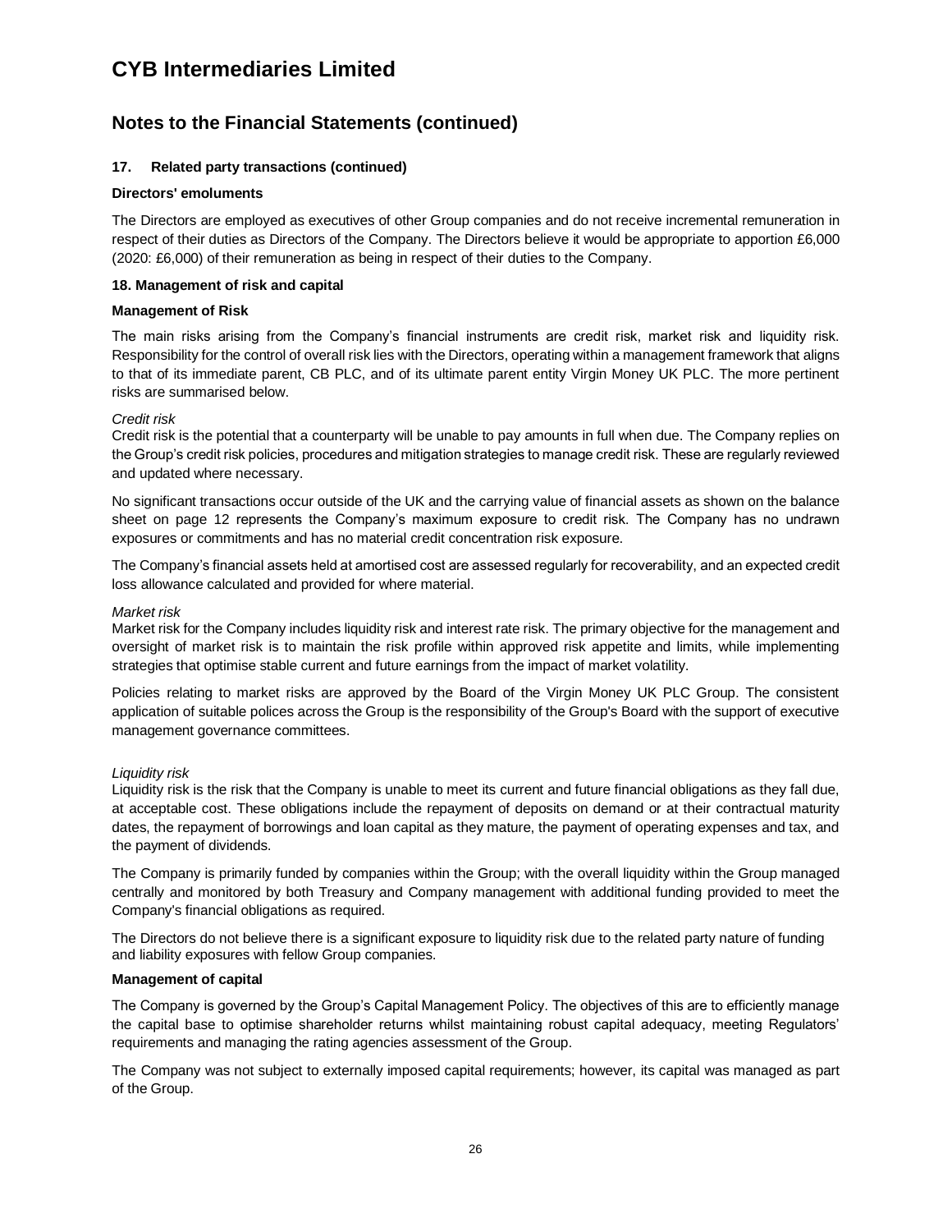# CYB Intermediaries Limited

## Notes to the Financial Statements (continued)

### 17. Related party transactions (continued)

**Directors' emoluments**

The Directors are employed as executives of other Group companies and do not receive incremental remuneration in respect of their duties as Directors of the Company. The Directors believe it would be appropriate to apportion £6,000 (2020: £6,000) of their remuneration as being in respect of their duties to the Company.

### 18. Management of risk and capital

**Management of Risk**

The main risks arising from the Company's financial instruments are credit risk, market risk and liquidity risk. Responsibility for the control of overall risk lies with the Directors, operating within a management framework that aligns to that of its immediate parent, CB PLC, and of its ultimate parent entity Virgin Money UK PLC. The more pertinent risks are summarised below.

*Credit risk*
Credit risk is the potential that a counterparty will be unable to pay amounts in full when due. The Company replies on the Group's credit risk policies, procedures and mitigation strategies to manage credit risk. These are regularly reviewed and updated where necessary.

No significant transactions occur outside of the UK and the carrying value of financial assets as shown on the balance sheet on page 12 represents the Company's maximum exposure to credit risk. The Company has no undrawn exposures or commitments and has no material credit concentration risk exposure.

The Company's financial assets held at amortised cost are assessed regularly for recoverability, and an expected credit loss allowance calculated and provided for where material.

*Market risk*
Market risk for the Company includes liquidity risk and interest rate risk. The primary objective for the management and oversight of market risk is to maintain the risk profile within approved risk appetite and limits, while implementing strategies that optimise stable current and future earnings from the impact of market volatility.

Policies relating to market risks are approved by the Board of the Virgin Money UK PLC Group. The consistent application of suitable polices across the Group is the responsibility of the Group's Board with the support of executive management governance committees.

*Liquidity risk*
Liquidity risk is the risk that the Company is unable to meet its current and future financial obligations as they fall due, at acceptable cost. These obligations include the repayment of deposits on demand or at their contractual maturity dates, the repayment of borrowings and loan capital as they mature, the payment of operating expenses and tax, and the payment of dividends.

The Company is primarily funded by companies within the Group; with the overall liquidity within the Group managed centrally and monitored by both Treasury and Company management with additional funding provided to meet the Company's financial obligations as required.

The Directors do not believe there is a significant exposure to liquidity risk due to the related party nature of funding and liability exposures with fellow Group companies.

**Management of capital**

The Company is governed by the Group's Capital Management Policy. The objectives of this are to efficiently manage the capital base to optimise shareholder returns whilst maintaining robust capital adequacy, meeting Regulators' requirements and managing the rating agencies assessment of the Group.

The Company was not subject to externally imposed capital requirements; however, its capital was managed as part of the Group.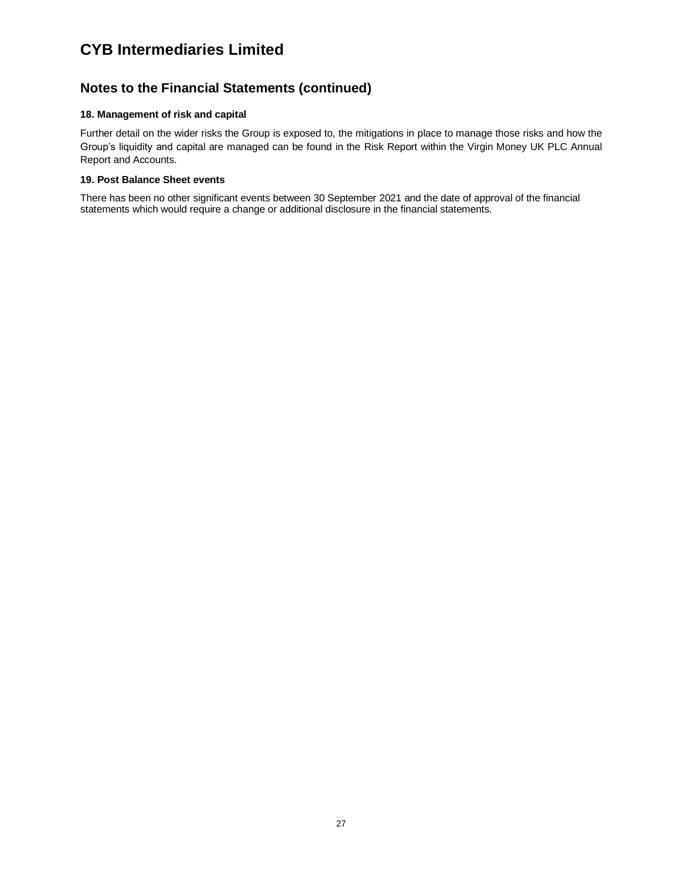# CYB Intermediaries Limited

## Notes to the Financial Statements (continued)

### 18. Management of risk and capital

Further detail on the wider risks the Group is exposed to, the mitigations in place to manage those risks and how the Group's liquidity and capital are managed can be found in the Risk Report within the Virgin Money UK PLC Annual Report and Accounts.

### 19. Post Balance Sheet events

There has been no other significant events between 30 September 2021 and the date of approval of the financial statements which would require a change or additional disclosure in the financial statements.